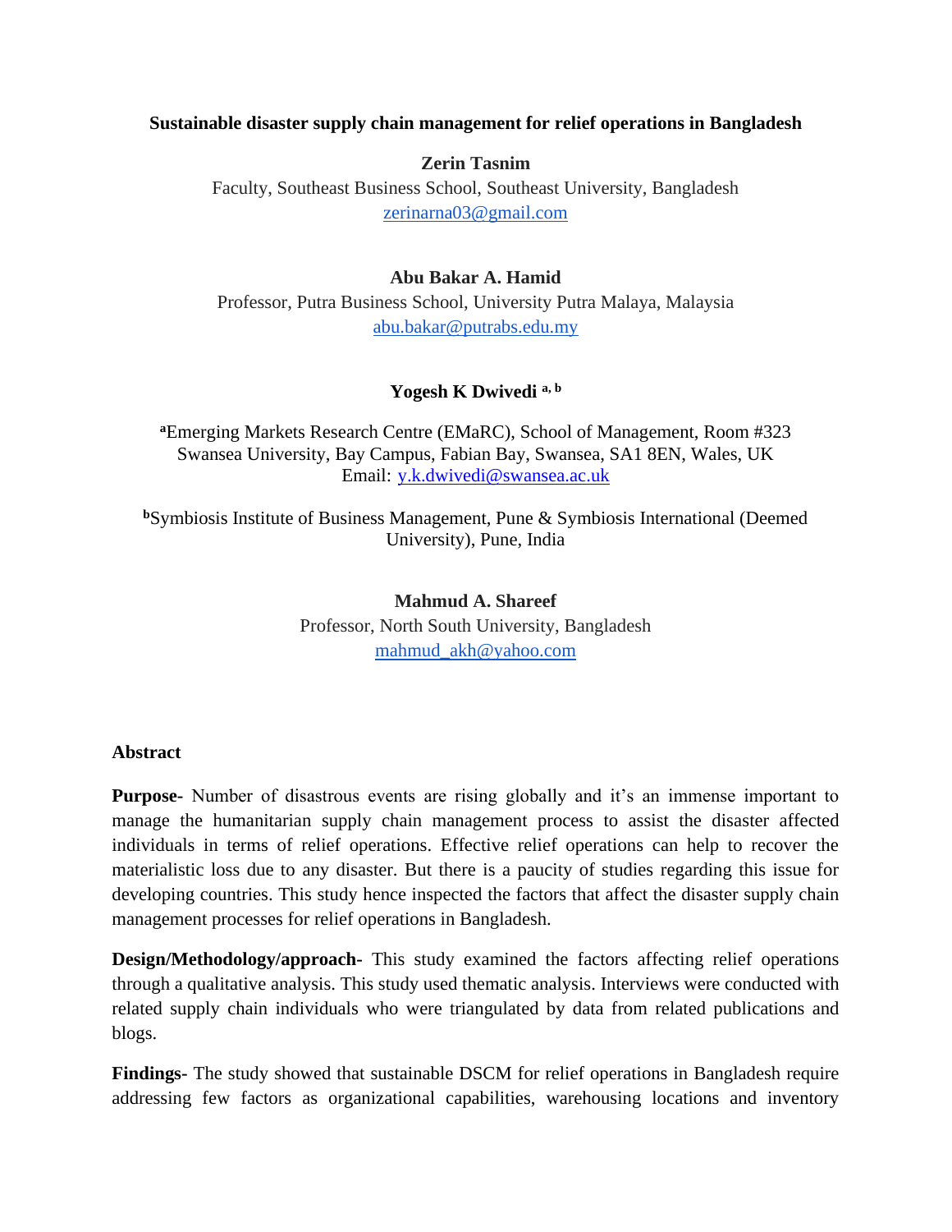# Sustainable disaster supply chain management for relief operations in Bangladesh

**Zerin Tasnim**
Faculty, Southeast Business School, Southeast University, Bangladesh
zerinarna03@gmail.com

**Abu Bakar A. Hamid**
Professor, Putra Business School, University Putra Malaya, Malaysia
abu.bakar@putrabs.edu.my

**Yogesh K Dwivedi [a, b]**

[a]Emerging Markets Research Centre (EMaRC), School of Management, Room #323 Swansea University, Bay Campus, Fabian Bay, Swansea, SA1 8EN, Wales, UK
Email: y.k.dwivedi@swansea.ac.uk

[b]Symbiosis Institute of Business Management, Pune & Symbiosis International (Deemed University), Pune, India

**Mahmud A. Shareef**
Professor, North South University, Bangladesh
mahmud_akh@yahoo.com

## Abstract

**Purpose-** Number of disastrous events are rising globally and it's an immense important to manage the humanitarian supply chain management process to assist the disaster affected individuals in terms of relief operations. Effective relief operations can help to recover the materialistic loss due to any disaster. But there is a paucity of studies regarding this issue for developing countries. This study hence inspected the factors that affect the disaster supply chain management processes for relief operations in Bangladesh.

**Design/Methodology/approach-** This study examined the factors affecting relief operations through a qualitative analysis. This study used thematic analysis. Interviews were conducted with related supply chain individuals who were triangulated by data from related publications and blogs.

**Findings-** The study showed that sustainable DSCM for relief operations in Bangladesh require addressing few factors as organizational capabilities, warehousing locations and inventory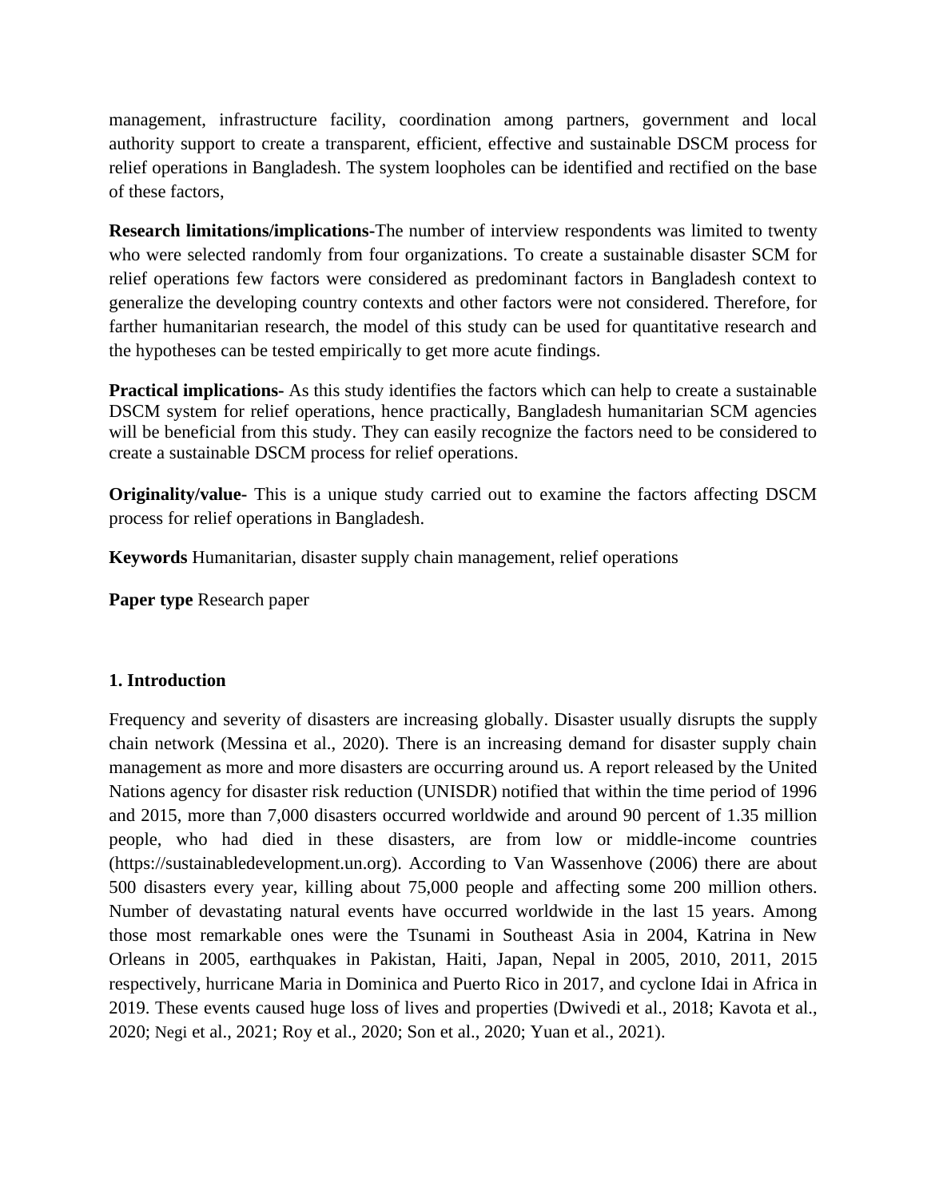management, infrastructure facility, coordination among partners, government and local authority support to create a transparent, efficient, effective and sustainable DSCM process for relief operations in Bangladesh. The system loopholes can be identified and rectified on the base of these factors,

**Research limitations/implications-**The number of interview respondents was limited to twenty who were selected randomly from four organizations. To create a sustainable disaster SCM for relief operations few factors were considered as predominant factors in Bangladesh context to generalize the developing country contexts and other factors were not considered. Therefore, for farther humanitarian research, the model of this study can be used for quantitative research and the hypotheses can be tested empirically to get more acute findings.

**Practical implications-** As this study identifies the factors which can help to create a sustainable DSCM system for relief operations, hence practically, Bangladesh humanitarian SCM agencies will be beneficial from this study. They can easily recognize the factors need to be considered to create a sustainable DSCM process for relief operations.

**Originality/value-** This is a unique study carried out to examine the factors affecting DSCM process for relief operations in Bangladesh.

**Keywords** Humanitarian, disaster supply chain management, relief operations

**Paper type** Research paper

## 1. Introduction

Frequency and severity of disasters are increasing globally. Disaster usually disrupts the supply chain network (Messina et al., 2020). There is an increasing demand for disaster supply chain management as more and more disasters are occurring around us. A report released by the United Nations agency for disaster risk reduction (UNISDR) notified that within the time period of 1996 and 2015, more than 7,000 disasters occurred worldwide and around 90 percent of 1.35 million people, who had died in these disasters, are from low or middle-income countries (https://sustainabledevelopment.un.org). According to Van Wassenhove (2006) there are about 500 disasters every year, killing about 75,000 people and affecting some 200 million others. Number of devastating natural events have occurred worldwide in the last 15 years. Among those most remarkable ones were the Tsunami in Southeast Asia in 2004, Katrina in New Orleans in 2005, earthquakes in Pakistan, Haiti, Japan, Nepal in 2005, 2010, 2011, 2015 respectively, hurricane Maria in Dominica and Puerto Rico in 2017, and cyclone Idai in Africa in 2019. These events caused huge loss of lives and properties (Dwivedi et al., 2018; Kavota et al., 2020; Negi et al., 2021; Roy et al., 2020; Son et al., 2020; Yuan et al., 2021).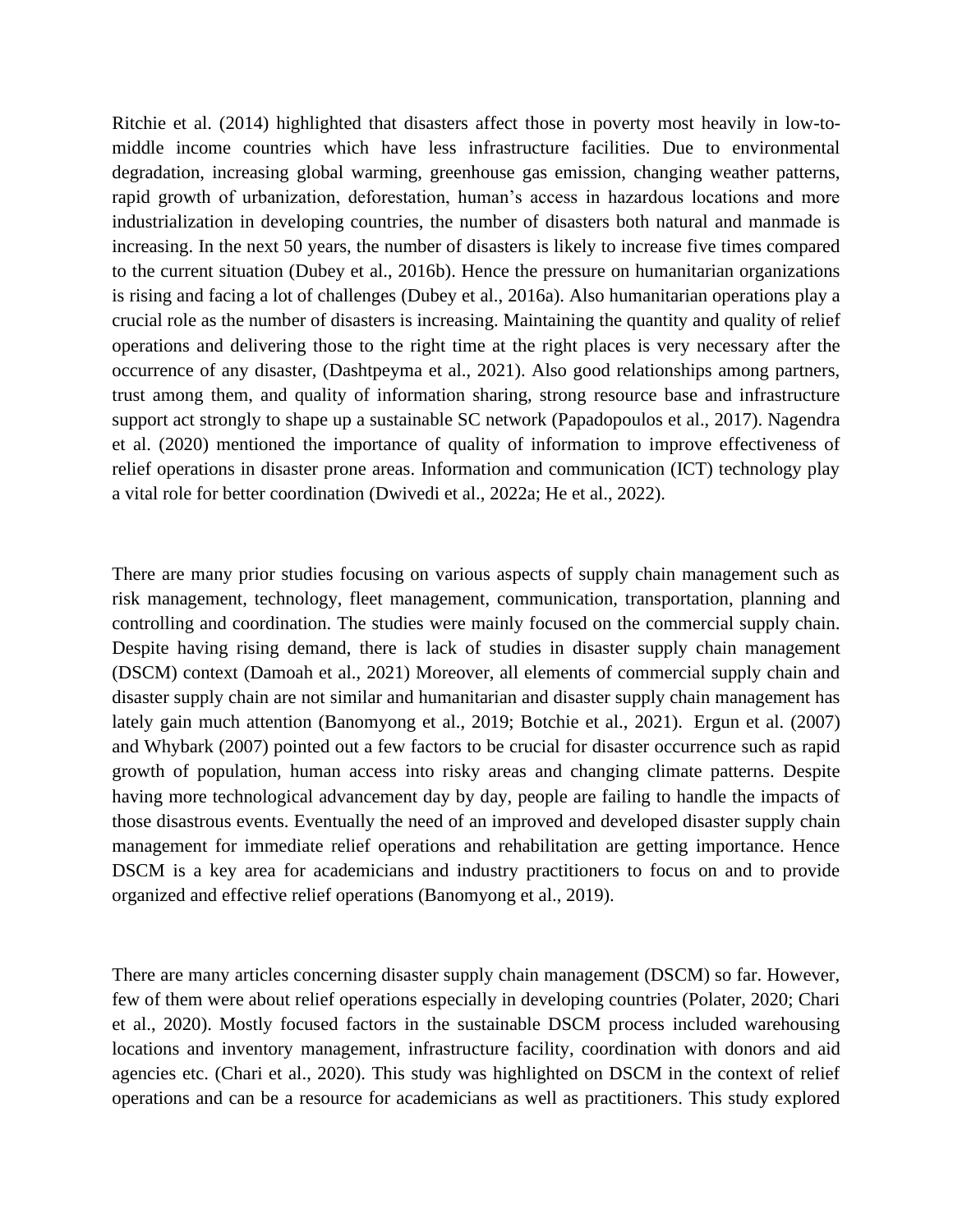Ritchie et al. (2014) highlighted that disasters affect those in poverty most heavily in low-to-middle income countries which have less infrastructure facilities. Due to environmental degradation, increasing global warming, greenhouse gas emission, changing weather patterns, rapid growth of urbanization, deforestation, human's access in hazardous locations and more industrialization in developing countries, the number of disasters both natural and manmade is increasing. In the next 50 years, the number of disasters is likely to increase five times compared to the current situation (Dubey et al., 2016b). Hence the pressure on humanitarian organizations is rising and facing a lot of challenges (Dubey et al., 2016a). Also humanitarian operations play a crucial role as the number of disasters is increasing. Maintaining the quantity and quality of relief operations and delivering those to the right time at the right places is very necessary after the occurrence of any disaster, (Dashtpeyma et al., 2021). Also good relationships among partners, trust among them, and quality of information sharing, strong resource base and infrastructure support act strongly to shape up a sustainable SC network (Papadopoulos et al., 2017). Nagendra et al. (2020) mentioned the importance of quality of information to improve effectiveness of relief operations in disaster prone areas. Information and communication (ICT) technology play a vital role for better coordination (Dwivedi et al., 2022a; He et al., 2022).

There are many prior studies focusing on various aspects of supply chain management such as risk management, technology, fleet management, communication, transportation, planning and controlling and coordination. The studies were mainly focused on the commercial supply chain. Despite having rising demand, there is lack of studies in disaster supply chain management (DSCM) context (Damoah et al., 2021) Moreover, all elements of commercial supply chain and disaster supply chain are not similar and humanitarian and disaster supply chain management has lately gain much attention (Banomyong et al., 2019; Botchie et al., 2021). Ergun et al. (2007) and Whybark (2007) pointed out a few factors to be crucial for disaster occurrence such as rapid growth of population, human access into risky areas and changing climate patterns. Despite having more technological advancement day by day, people are failing to handle the impacts of those disastrous events. Eventually the need of an improved and developed disaster supply chain management for immediate relief operations and rehabilitation are getting importance. Hence DSCM is a key area for academicians and industry practitioners to focus on and to provide organized and effective relief operations (Banomyong et al., 2019).

There are many articles concerning disaster supply chain management (DSCM) so far. However, few of them were about relief operations especially in developing countries (Polater, 2020; Chari et al., 2020). Mostly focused factors in the sustainable DSCM process included warehousing locations and inventory management, infrastructure facility, coordination with donors and aid agencies etc. (Chari et al., 2020). This study was highlighted on DSCM in the context of relief operations and can be a resource for academicians as well as practitioners. This study explored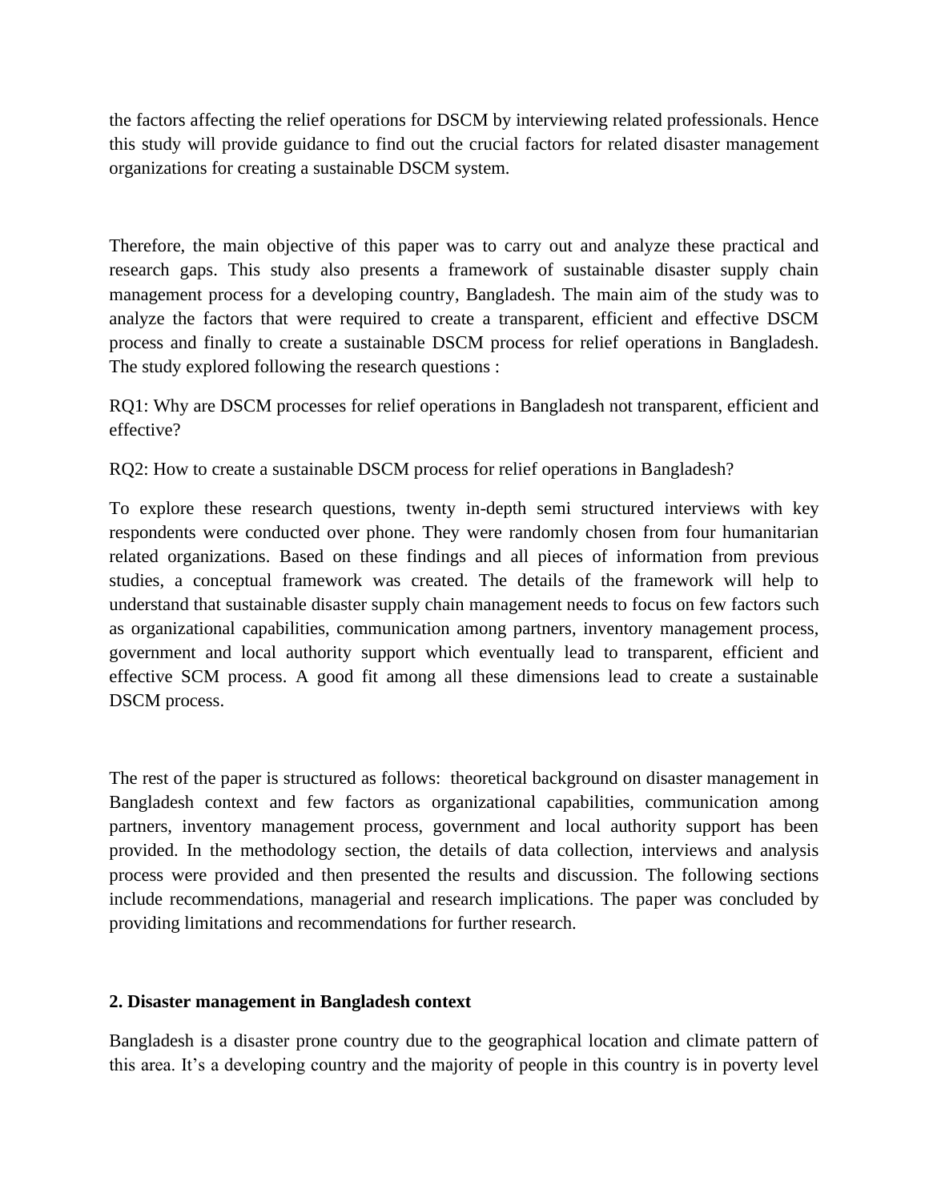the factors affecting the relief operations for DSCM by interviewing related professionals. Hence this study will provide guidance to find out the crucial factors for related disaster management organizations for creating a sustainable DSCM system.

Therefore, the main objective of this paper was to carry out and analyze these practical and research gaps. This study also presents a framework of sustainable disaster supply chain management process for a developing country, Bangladesh. The main aim of the study was to analyze the factors that were required to create a transparent, efficient and effective DSCM process and finally to create a sustainable DSCM process for relief operations in Bangladesh. The study explored following the research questions :

RQ1: Why are DSCM processes for relief operations in Bangladesh not transparent, efficient and effective?

RQ2: How to create a sustainable DSCM process for relief operations in Bangladesh?

To explore these research questions, twenty in-depth semi structured interviews with key respondents were conducted over phone. They were randomly chosen from four humanitarian related organizations. Based on these findings and all pieces of information from previous studies, a conceptual framework was created. The details of the framework will help to understand that sustainable disaster supply chain management needs to focus on few factors such as organizational capabilities, communication among partners, inventory management process, government and local authority support which eventually lead to transparent, efficient and effective SCM process. A good fit among all these dimensions lead to create a sustainable DSCM process.

The rest of the paper is structured as follows: theoretical background on disaster management in Bangladesh context and few factors as organizational capabilities, communication among partners, inventory management process, government and local authority support has been provided. In the methodology section, the details of data collection, interviews and analysis process were provided and then presented the results and discussion. The following sections include recommendations, managerial and research implications. The paper was concluded by providing limitations and recommendations for further research.

## 2. Disaster management in Bangladesh context

Bangladesh is a disaster prone country due to the geographical location and climate pattern of this area. It's a developing country and the majority of people in this country is in poverty level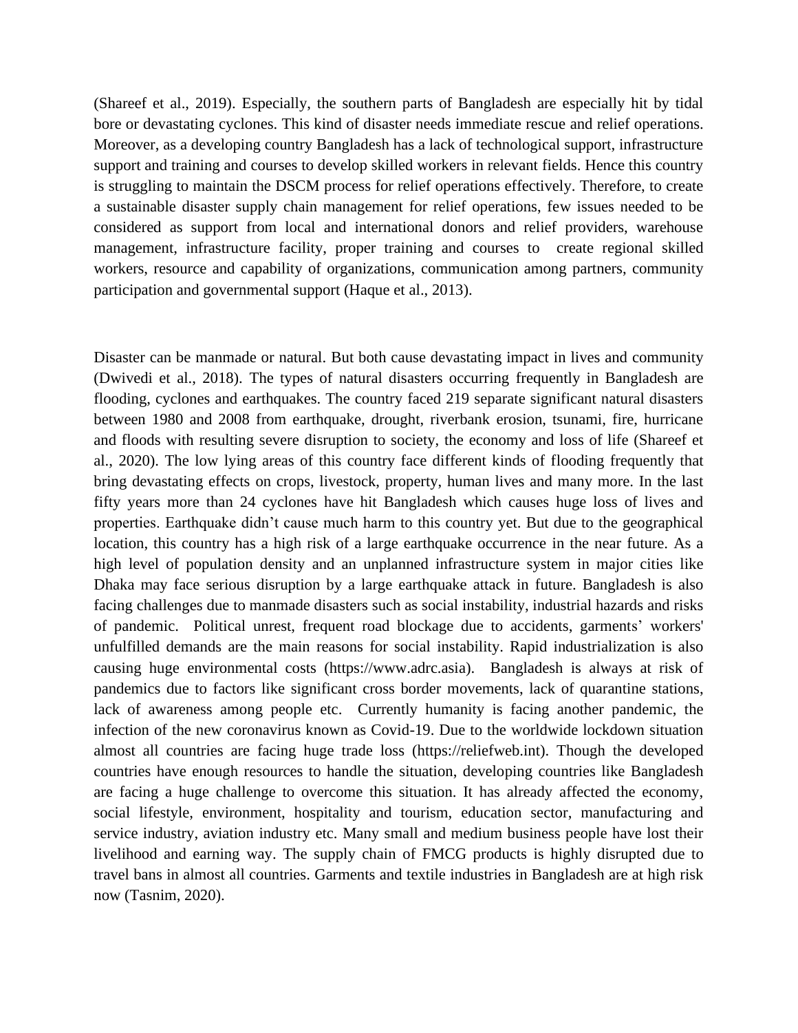(Shareef et al., 2019). Especially, the southern parts of Bangladesh are especially hit by tidal bore or devastating cyclones. This kind of disaster needs immediate rescue and relief operations. Moreover, as a developing country Bangladesh has a lack of technological support, infrastructure support and training and courses to develop skilled workers in relevant fields. Hence this country is struggling to maintain the DSCM process for relief operations effectively. Therefore, to create a sustainable disaster supply chain management for relief operations, few issues needed to be considered as support from local and international donors and relief providers, warehouse management, infrastructure facility, proper training and courses to create regional skilled workers, resource and capability of organizations, communication among partners, community participation and governmental support (Haque et al., 2013).

Disaster can be manmade or natural. But both cause devastating impact in lives and community (Dwivedi et al., 2018). The types of natural disasters occurring frequently in Bangladesh are flooding, cyclones and earthquakes. The country faced 219 separate significant natural disasters between 1980 and 2008 from earthquake, drought, riverbank erosion, tsunami, fire, hurricane and floods with resulting severe disruption to society, the economy and loss of life (Shareef et al., 2020). The low lying areas of this country face different kinds of flooding frequently that bring devastating effects on crops, livestock, property, human lives and many more. In the last fifty years more than 24 cyclones have hit Bangladesh which causes huge loss of lives and properties. Earthquake didn't cause much harm to this country yet. But due to the geographical location, this country has a high risk of a large earthquake occurrence in the near future. As a high level of population density and an unplanned infrastructure system in major cities like Dhaka may face serious disruption by a large earthquake attack in future. Bangladesh is also facing challenges due to manmade disasters such as social instability, industrial hazards and risks of pandemic. Political unrest, frequent road blockage due to accidents, garments' workers' unfulfilled demands are the main reasons for social instability. Rapid industrialization is also causing huge environmental costs (https://www.adrc.asia). Bangladesh is always at risk of pandemics due to factors like significant cross border movements, lack of quarantine stations, lack of awareness among people etc. Currently humanity is facing another pandemic, the infection of the new coronavirus known as Covid-19. Due to the worldwide lockdown situation almost all countries are facing huge trade loss (https://reliefweb.int). Though the developed countries have enough resources to handle the situation, developing countries like Bangladesh are facing a huge challenge to overcome this situation. It has already affected the economy, social lifestyle, environment, hospitality and tourism, education sector, manufacturing and service industry, aviation industry etc. Many small and medium business people have lost their livelihood and earning way. The supply chain of FMCG products is highly disrupted due to travel bans in almost all countries. Garments and textile industries in Bangladesh are at high risk now (Tasnim, 2020).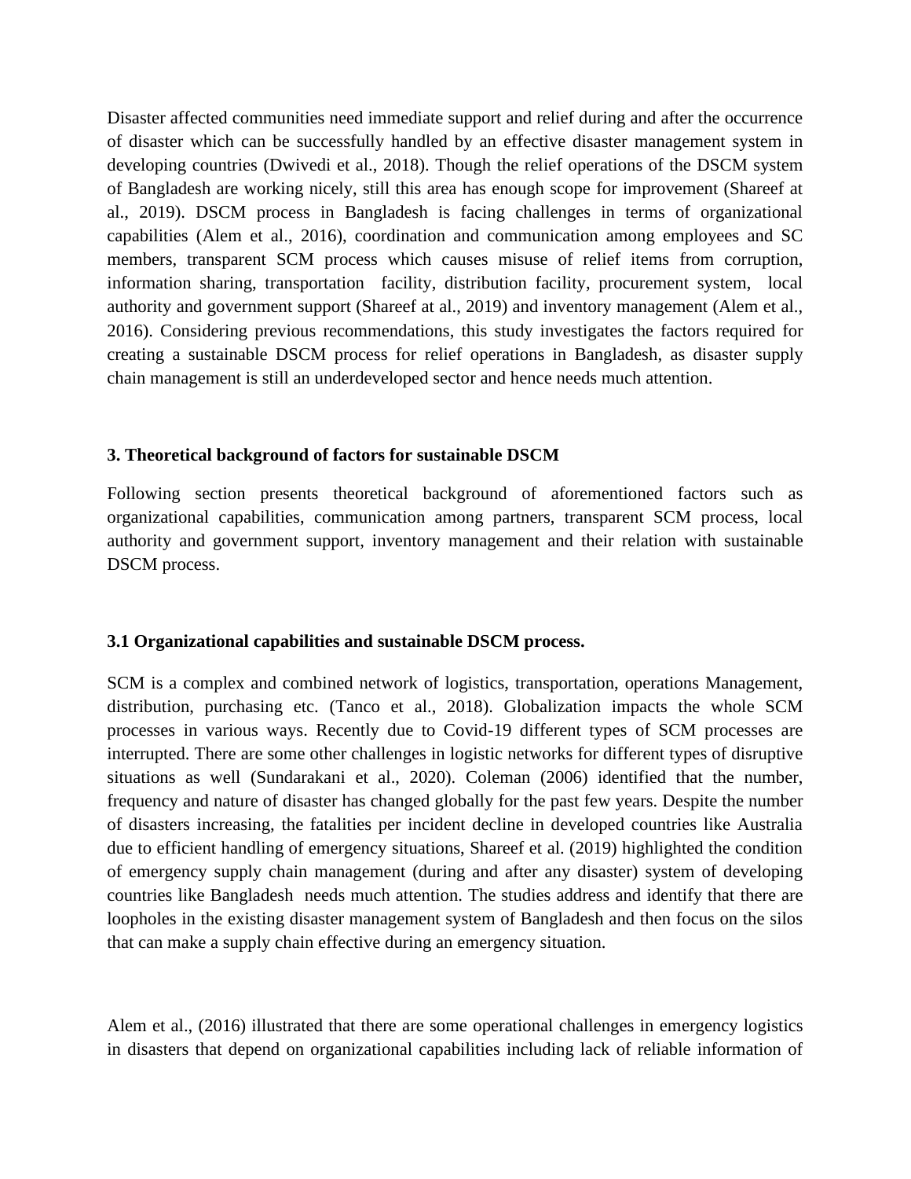Disaster affected communities need immediate support and relief during and after the occurrence of disaster which can be successfully handled by an effective disaster management system in developing countries (Dwivedi et al., 2018). Though the relief operations of the DSCM system of Bangladesh are working nicely, still this area has enough scope for improvement (Shareef at al., 2019). DSCM process in Bangladesh is facing challenges in terms of organizational capabilities (Alem et al., 2016), coordination and communication among employees and SC members, transparent SCM process which causes misuse of relief items from corruption, information sharing, transportation facility, distribution facility, procurement system, local authority and government support (Shareef at al., 2019) and inventory management (Alem et al., 2016). Considering previous recommendations, this study investigates the factors required for creating a sustainable DSCM process for relief operations in Bangladesh, as disaster supply chain management is still an underdeveloped sector and hence needs much attention.

## 3. Theoretical background of factors for sustainable DSCM

Following section presents theoretical background of aforementioned factors such as organizational capabilities, communication among partners, transparent SCM process, local authority and government support, inventory management and their relation with sustainable DSCM process.

### 3.1 Organizational capabilities and sustainable DSCM process.

SCM is a complex and combined network of logistics, transportation, operations Management, distribution, purchasing etc. (Tanco et al., 2018). Globalization impacts the whole SCM processes in various ways. Recently due to Covid-19 different types of SCM processes are interrupted. There are some other challenges in logistic networks for different types of disruptive situations as well (Sundarakani et al., 2020). Coleman (2006) identified that the number, frequency and nature of disaster has changed globally for the past few years. Despite the number of disasters increasing, the fatalities per incident decline in developed countries like Australia due to efficient handling of emergency situations, Shareef et al. (2019) highlighted the condition of emergency supply chain management (during and after any disaster) system of developing countries like Bangladesh needs much attention. The studies address and identify that there are loopholes in the existing disaster management system of Bangladesh and then focus on the silos that can make a supply chain effective during an emergency situation.

Alem et al., (2016) illustrated that there are some operational challenges in emergency logistics in disasters that depend on organizational capabilities including lack of reliable information of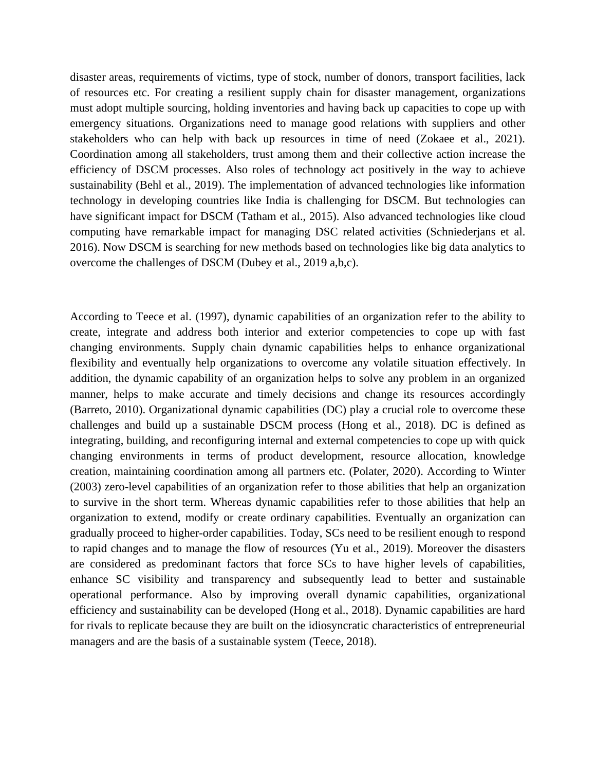disaster areas, requirements of victims, type of stock, number of donors, transport facilities, lack of resources etc. For creating a resilient supply chain for disaster management, organizations must adopt multiple sourcing, holding inventories and having back up capacities to cope up with emergency situations. Organizations need to manage good relations with suppliers and other stakeholders who can help with back up resources in time of need (Zokaee et al., 2021). Coordination among all stakeholders, trust among them and their collective action increase the efficiency of DSCM processes. Also roles of technology act positively in the way to achieve sustainability (Behl et al., 2019). The implementation of advanced technologies like information technology in developing countries like India is challenging for DSCM. But technologies can have significant impact for DSCM (Tatham et al., 2015). Also advanced technologies like cloud computing have remarkable impact for managing DSC related activities (Schniederjans et al. 2016). Now DSCM is searching for new methods based on technologies like big data analytics to overcome the challenges of DSCM (Dubey et al., 2019 a,b,c).

According to Teece et al. (1997), dynamic capabilities of an organization refer to the ability to create, integrate and address both interior and exterior competencies to cope up with fast changing environments. Supply chain dynamic capabilities helps to enhance organizational flexibility and eventually help organizations to overcome any volatile situation effectively. In addition, the dynamic capability of an organization helps to solve any problem in an organized manner, helps to make accurate and timely decisions and change its resources accordingly (Barreto, 2010). Organizational dynamic capabilities (DC) play a crucial role to overcome these challenges and build up a sustainable DSCM process (Hong et al., 2018). DC is defined as integrating, building, and reconfiguring internal and external competencies to cope up with quick changing environments in terms of product development, resource allocation, knowledge creation, maintaining coordination among all partners etc. (Polater, 2020). According to Winter (2003) zero-level capabilities of an organization refer to those abilities that help an organization to survive in the short term. Whereas dynamic capabilities refer to those abilities that help an organization to extend, modify or create ordinary capabilities. Eventually an organization can gradually proceed to higher-order capabilities. Today, SCs need to be resilient enough to respond to rapid changes and to manage the flow of resources (Yu et al., 2019). Moreover the disasters are considered as predominant factors that force SCs to have higher levels of capabilities, enhance SC visibility and transparency and subsequently lead to better and sustainable operational performance. Also by improving overall dynamic capabilities, organizational efficiency and sustainability can be developed (Hong et al., 2018). Dynamic capabilities are hard for rivals to replicate because they are built on the idiosyncratic characteristics of entrepreneurial managers and are the basis of a sustainable system (Teece, 2018).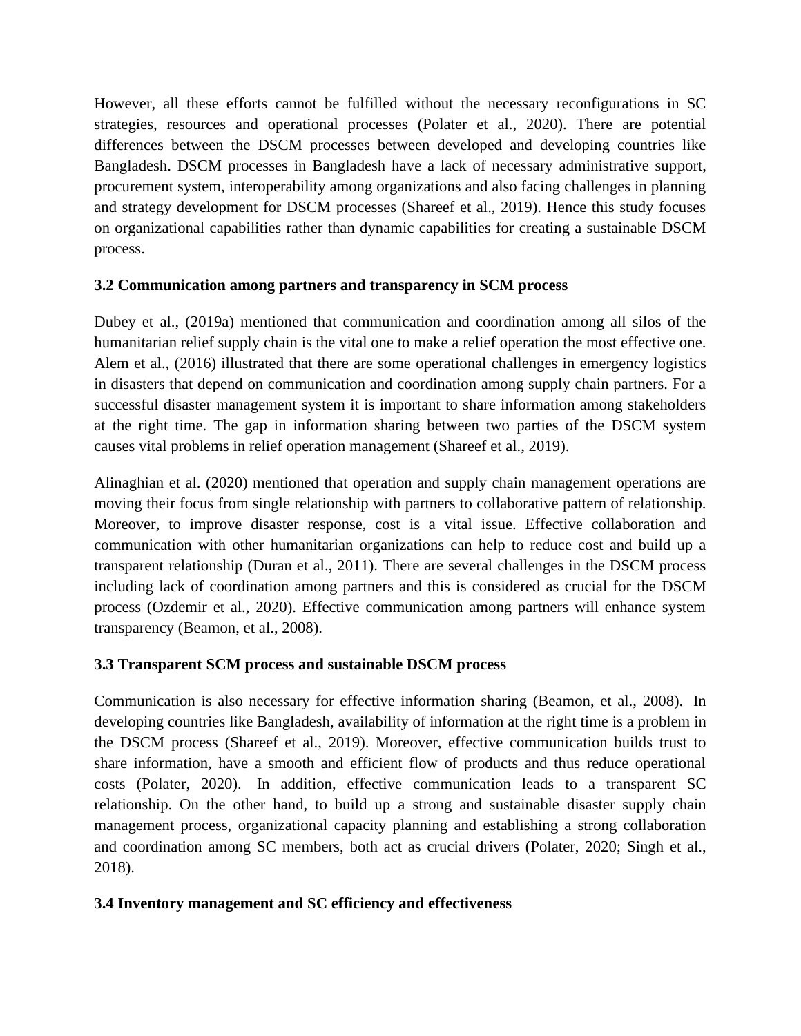However, all these efforts cannot be fulfilled without the necessary reconfigurations in SC strategies, resources and operational processes (Polater et al., 2020). There are potential differences between the DSCM processes between developed and developing countries like Bangladesh. DSCM processes in Bangladesh have a lack of necessary administrative support, procurement system, interoperability among organizations and also facing challenges in planning and strategy development for DSCM processes (Shareef et al., 2019). Hence this study focuses on organizational capabilities rather than dynamic capabilities for creating a sustainable DSCM process.

### 3.2 Communication among partners and transparency in SCM process

Dubey et al., (2019a) mentioned that communication and coordination among all silos of the humanitarian relief supply chain is the vital one to make a relief operation the most effective one. Alem et al., (2016) illustrated that there are some operational challenges in emergency logistics in disasters that depend on communication and coordination among supply chain partners. For a successful disaster management system it is important to share information among stakeholders at the right time. The gap in information sharing between two parties of the DSCM system causes vital problems in relief operation management (Shareef et al., 2019).

Alinaghian et al. (2020) mentioned that operation and supply chain management operations are moving their focus from single relationship with partners to collaborative pattern of relationship. Moreover, to improve disaster response, cost is a vital issue. Effective collaboration and communication with other humanitarian organizations can help to reduce cost and build up a transparent relationship (Duran et al., 2011). There are several challenges in the DSCM process including lack of coordination among partners and this is considered as crucial for the DSCM process (Ozdemir et al., 2020). Effective communication among partners will enhance system transparency (Beamon, et al., 2008).

### 3.3 Transparent SCM process and sustainable DSCM process

Communication is also necessary for effective information sharing (Beamon, et al., 2008). In developing countries like Bangladesh, availability of information at the right time is a problem in the DSCM process (Shareef et al., 2019). Moreover, effective communication builds trust to share information, have a smooth and efficient flow of products and thus reduce operational costs (Polater, 2020). In addition, effective communication leads to a transparent SC relationship. On the other hand, to build up a strong and sustainable disaster supply chain management process, organizational capacity planning and establishing a strong collaboration and coordination among SC members, both act as crucial drivers (Polater, 2020; Singh et al., 2018).

### 3.4 Inventory management and SC efficiency and effectiveness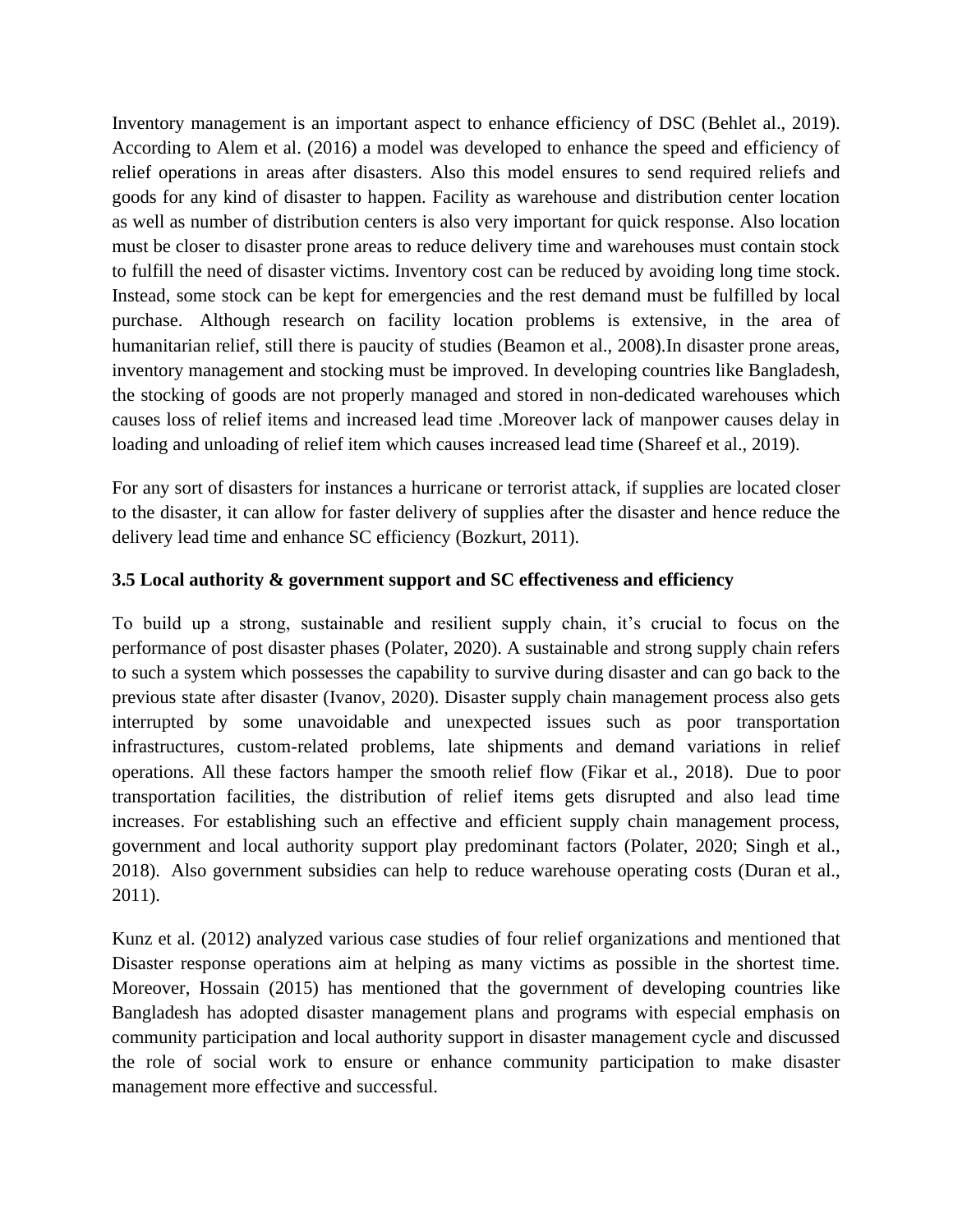Inventory management is an important aspect to enhance efficiency of DSC (Behlet al., 2019). According to Alem et al. (2016) a model was developed to enhance the speed and efficiency of relief operations in areas after disasters. Also this model ensures to send required reliefs and goods for any kind of disaster to happen. Facility as warehouse and distribution center location as well as number of distribution centers is also very important for quick response. Also location must be closer to disaster prone areas to reduce delivery time and warehouses must contain stock to fulfill the need of disaster victims. Inventory cost can be reduced by avoiding long time stock. Instead, some stock can be kept for emergencies and the rest demand must be fulfilled by local purchase. Although research on facility location problems is extensive, in the area of humanitarian relief, still there is paucity of studies (Beamon et al., 2008).In disaster prone areas, inventory management and stocking must be improved. In developing countries like Bangladesh, the stocking of goods are not properly managed and stored in non-dedicated warehouses which causes loss of relief items and increased lead time .Moreover lack of manpower causes delay in loading and unloading of relief item which causes increased lead time (Shareef et al., 2019).

For any sort of disasters for instances a hurricane or terrorist attack, if supplies are located closer to the disaster, it can allow for faster delivery of supplies after the disaster and hence reduce the delivery lead time and enhance SC efficiency (Bozkurt, 2011).

### 3.5 Local authority & government support and SC effectiveness and efficiency

To build up a strong, sustainable and resilient supply chain, it's crucial to focus on the performance of post disaster phases (Polater, 2020). A sustainable and strong supply chain refers to such a system which possesses the capability to survive during disaster and can go back to the previous state after disaster (Ivanov, 2020). Disaster supply chain management process also gets interrupted by some unavoidable and unexpected issues such as poor transportation infrastructures, custom-related problems, late shipments and demand variations in relief operations. All these factors hamper the smooth relief flow (Fikar et al., 2018). Due to poor transportation facilities, the distribution of relief items gets disrupted and also lead time increases. For establishing such an effective and efficient supply chain management process, government and local authority support play predominant factors (Polater, 2020; Singh et al., 2018). Also government subsidies can help to reduce warehouse operating costs (Duran et al., 2011).

Kunz et al. (2012) analyzed various case studies of four relief organizations and mentioned that Disaster response operations aim at helping as many victims as possible in the shortest time. Moreover, Hossain (2015) has mentioned that the government of developing countries like Bangladesh has adopted disaster management plans and programs with especial emphasis on community participation and local authority support in disaster management cycle and discussed the role of social work to ensure or enhance community participation to make disaster management more effective and successful.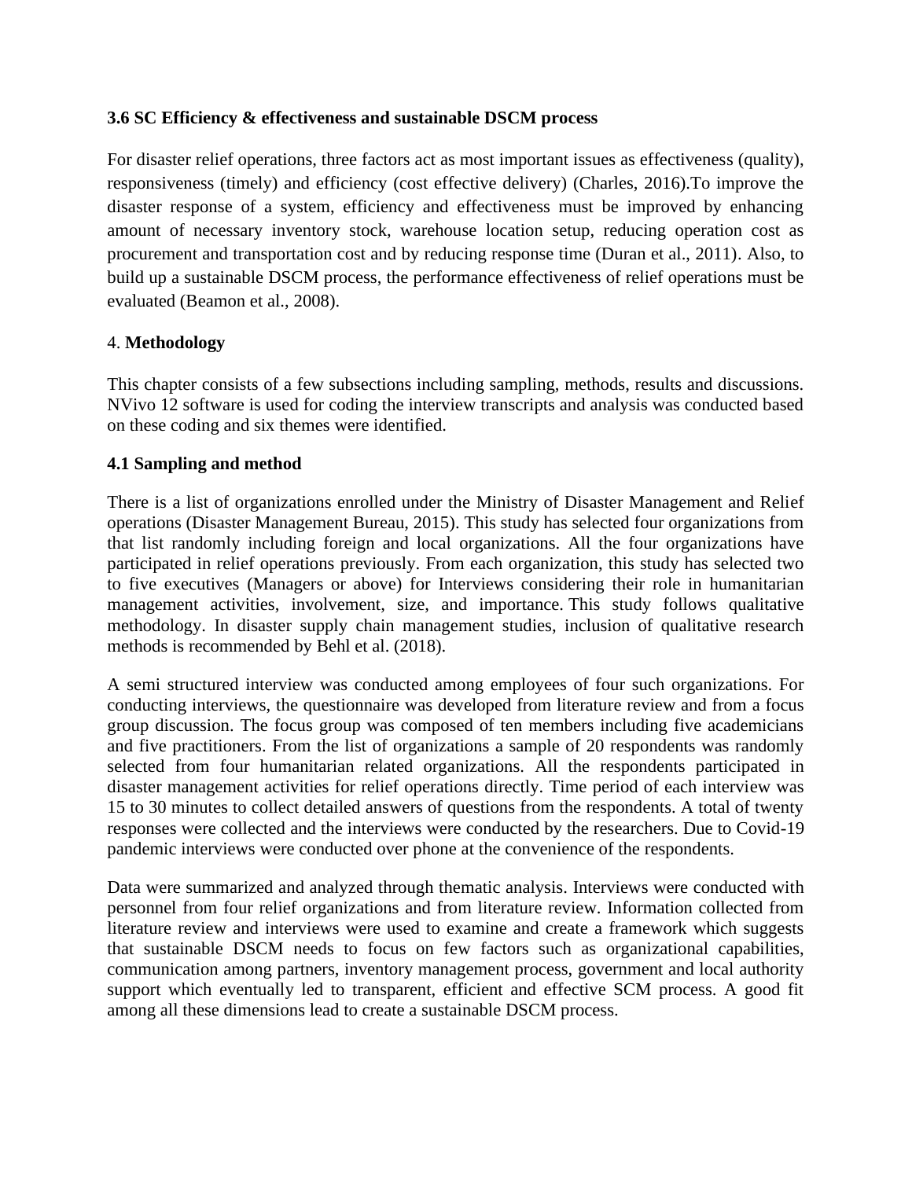### 3.6 SC Efficiency & effectiveness and sustainable DSCM process

For disaster relief operations, three factors act as most important issues as effectiveness (quality), responsiveness (timely) and efficiency (cost effective delivery) (Charles, 2016).To improve the disaster response of a system, efficiency and effectiveness must be improved by enhancing amount of necessary inventory stock, warehouse location setup, reducing operation cost as procurement and transportation cost and by reducing response time (Duran et al., 2011). Also, to build up a sustainable DSCM process, the performance effectiveness of relief operations must be evaluated (Beamon et al., 2008).

## 4. Methodology

This chapter consists of a few subsections including sampling, methods, results and discussions. NVivo 12 software is used for coding the interview transcripts and analysis was conducted based on these coding and six themes were identified.

### 4.1 Sampling and method

There is a list of organizations enrolled under the Ministry of Disaster Management and Relief operations (Disaster Management Bureau, 2015). This study has selected four organizations from that list randomly including foreign and local organizations. All the four organizations have participated in relief operations previously. From each organization, this study has selected two to five executives (Managers or above) for Interviews considering their role in humanitarian management activities, involvement, size, and importance. This study follows qualitative methodology. In disaster supply chain management studies, inclusion of qualitative research methods is recommended by Behl et al. (2018).

A semi structured interview was conducted among employees of four such organizations. For conducting interviews, the questionnaire was developed from literature review and from a focus group discussion. The focus group was composed of ten members including five academicians and five practitioners. From the list of organizations a sample of 20 respondents was randomly selected from four humanitarian related organizations. All the respondents participated in disaster management activities for relief operations directly. Time period of each interview was 15 to 30 minutes to collect detailed answers of questions from the respondents. A total of twenty responses were collected and the interviews were conducted by the researchers. Due to Covid-19 pandemic interviews were conducted over phone at the convenience of the respondents.

Data were summarized and analyzed through thematic analysis. Interviews were conducted with personnel from four relief organizations and from literature review. Information collected from literature review and interviews were used to examine and create a framework which suggests that sustainable DSCM needs to focus on few factors such as organizational capabilities, communication among partners, inventory management process, government and local authority support which eventually led to transparent, efficient and effective SCM process. A good fit among all these dimensions lead to create a sustainable DSCM process.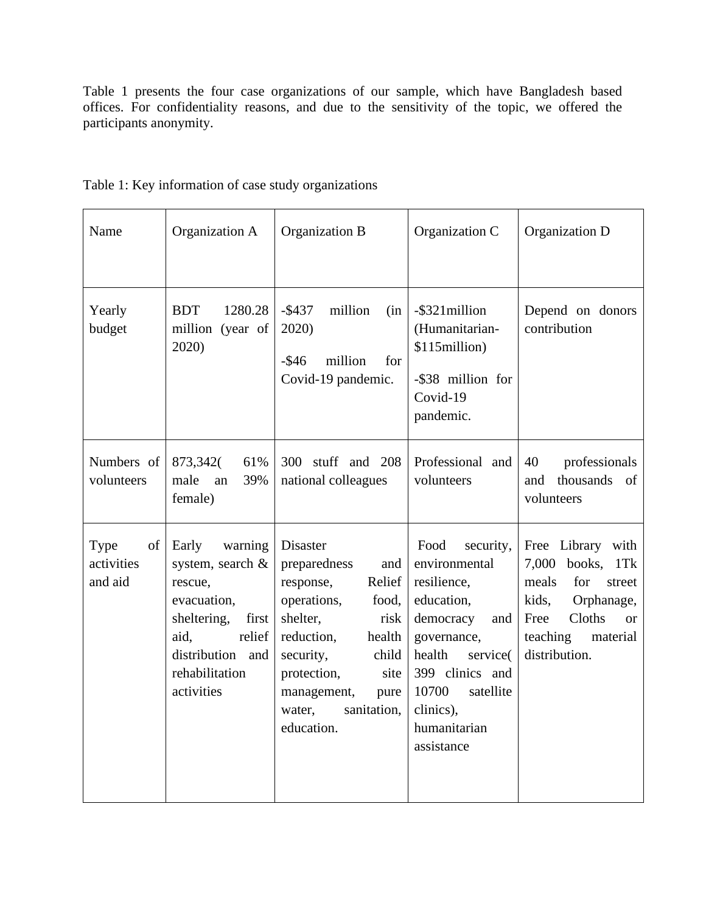Table 1 presents the four case organizations of our sample, which have Bangladesh based offices. For confidentiality reasons, and due to the sensitivity of the topic, we offered the participants anonymity.

Table 1: Key information of case study organizations

| Name | Organization A | Organization B | Organization C | Organization D |
|---|---|---|---|---|
| Yearly budget | BDT 1280.28 million (year of 2020) | -$437 million (in 2020)<br><br>-$46 million for Covid-19 pandemic. | -$321million (Humanitarian- $115million)<br><br>-$38 million for Covid-19 pandemic. | Depend on donors contribution |
| Numbers of volunteers | 873,342( 61% male an 39% female) | 300 stuff and 208 national colleagues | Professional and volunteers | 40 professionals and thousands of volunteers |
| Type of activities and aid | Early warning system, search & rescue, evacuation, sheltering, first aid, relief distribution and rehabilitation activities | Disaster preparedness and response, Relief operations, food, shelter, risk reduction, health security, child protection, site management, pure water, sanitation, education. | Food security, environmental resilience, education, democracy and governance, health service( 399 clinics and 10700 satellite clinics), humanitarian assistance | Free Library with 7,000 books, 1Tk meals for street kids, Orphanage, Free Cloths or teaching material distribution. |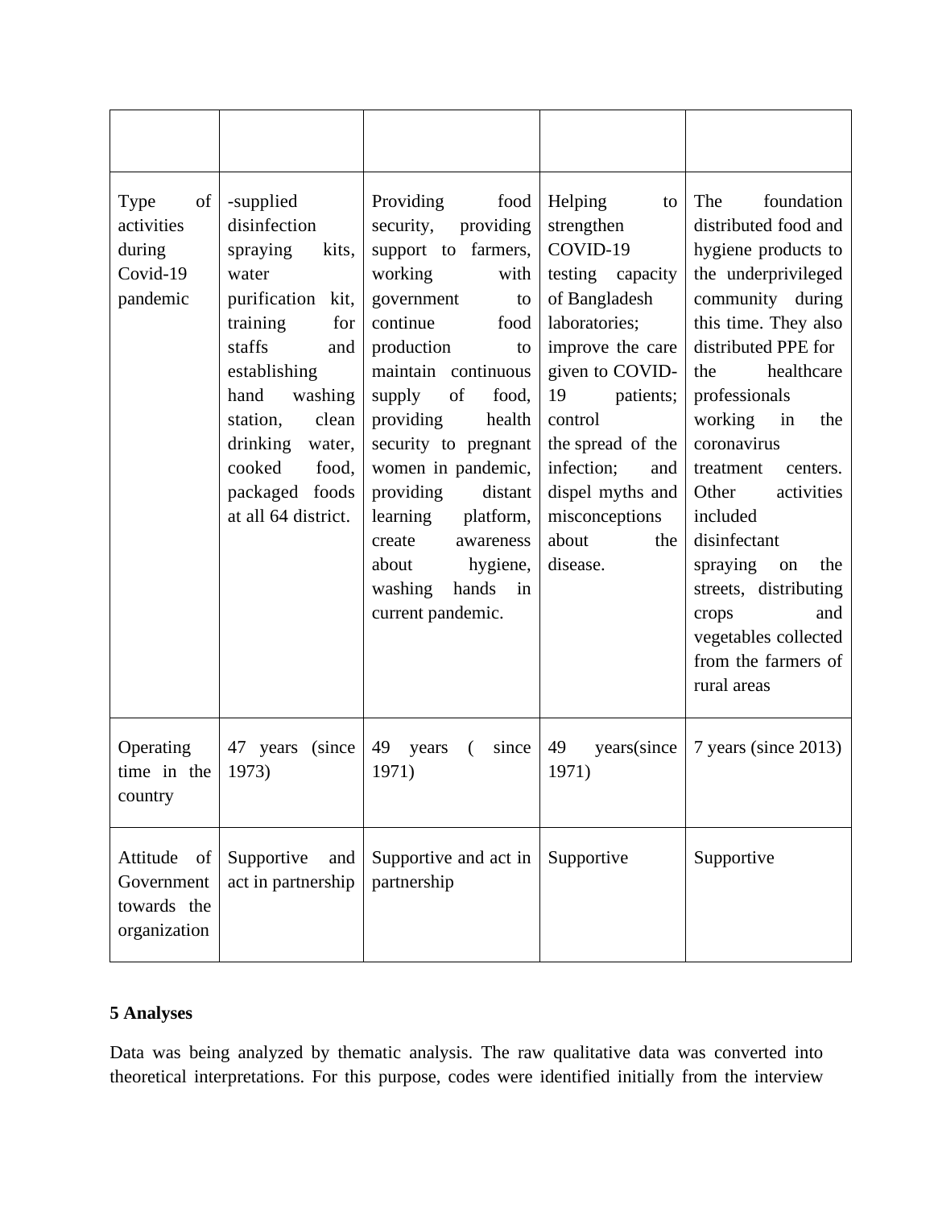| | | | | |
|---|---|---|---|---|
| Type of activities during Covid-19 pandemic | -supplied disinfection spraying kits, water purification kit, training for staffs and establishing hand washing station, clean drinking water, cooked food, packaged foods at all 64 district. | Providing food security, providing support to farmers, working with government to continue food production to maintain continuous supply of food, providing health security to pregnant women in pandemic, providing distant learning platform, create awareness about hygiene, washing hands in current pandemic. | Helping to strengthen COVID-19 testing capacity of Bangladesh laboratories; improve the care given to COVID-19 patients; control the spread of the infection; and dispel myths and misconceptions about the disease. | The foundation distributed food and hygiene products to the underprivileged community during this time. They also distributed PPE for the healthcare professionals working in the coronavirus treatment centers. Other activities included disinfectant spraying on the streets, distributing crops and vegetables collected from the farmers of rural areas |
| Operating time in the country | 47 years (since 1973) | 49 years ( since 1971) | 49 years(since 1971) | 7 years (since 2013) |
| Attitude of Government towards the organization | Supportive and act in partnership | Supportive and act in partnership | Supportive | Supportive |

**5 Analyses**

Data was being analyzed by thematic analysis. The raw qualitative data was converted into theoretical interpretations. For this purpose, codes were identified initially from the interview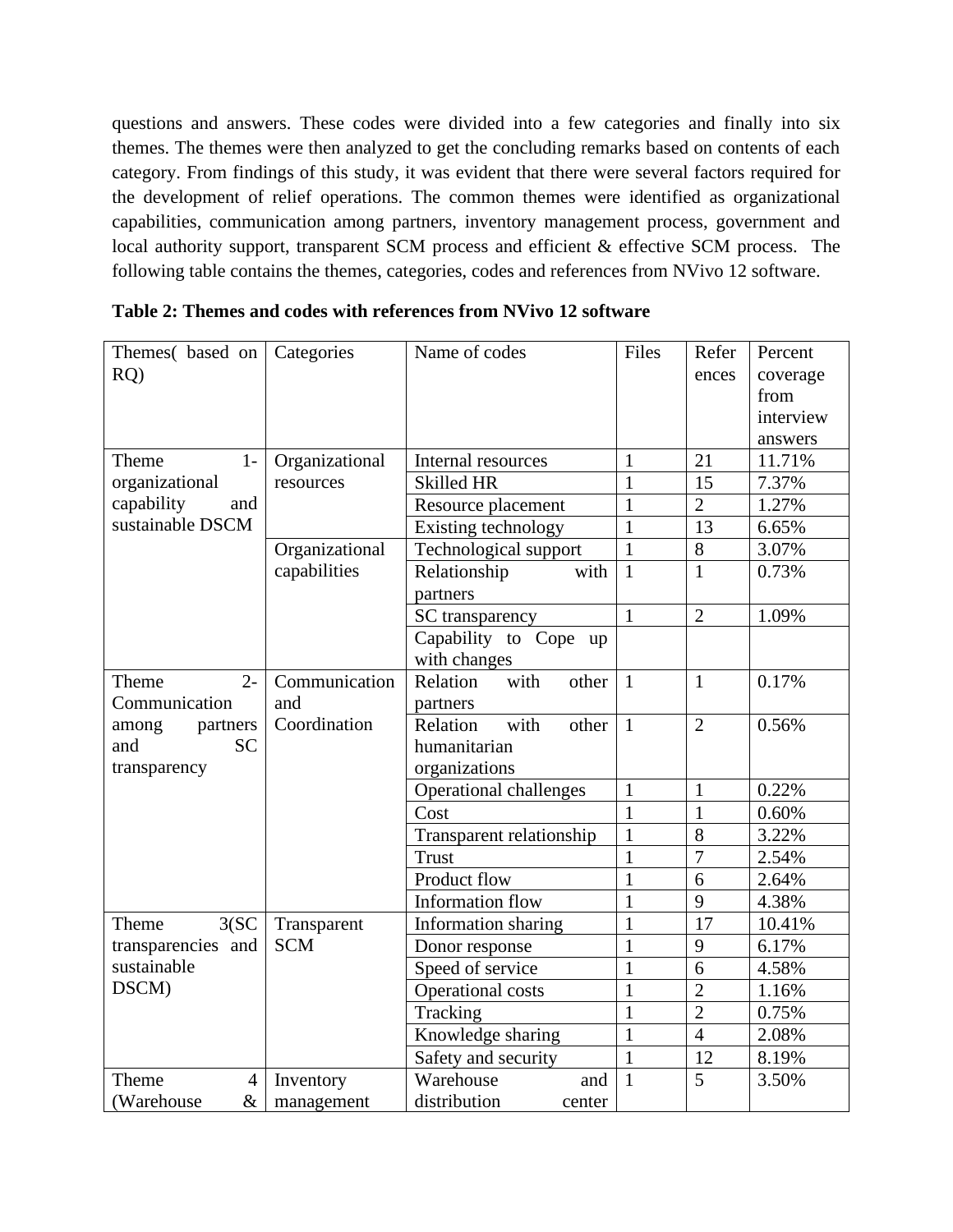questions and answers. These codes were divided into a few categories and finally into six themes. The themes were then analyzed to get the concluding remarks based on contents of each category. From findings of this study, it was evident that there were several factors required for the development of relief operations. The common themes were identified as organizational capabilities, communication among partners, inventory management process, government and local authority support, transparent SCM process and efficient & effective SCM process. The following table contains the themes, categories, codes and references from NVivo 12 software.

**Table 2: Themes and codes with references from NVivo 12 software**

| Themes( based on RQ) | Categories | Name of codes | Files | References | Percent coverage from interview answers |
|---|---|---|---|---|---|
| Theme 1- organizational capability and sustainable DSCM | Organizational resources | Internal resources | 1 | 21 | 11.71% |
| | | Skilled HR | 1 | 15 | 7.37% |
| | | Resource placement | 1 | 2 | 1.27% |
| | | Existing technology | 1 | 13 | 6.65% |
| | Organizational capabilities | Technological support | 1 | 8 | 3.07% |
| | | Relationship with partners | 1 | 1 | 0.73% |
| | | SC transparency | 1 | 2 | 1.09% |
| | | Capability to Cope up with changes | | | |
| Theme 2- Communication among partners and SC transparency | Communication and Coordination | Relation with other partners | 1 | 1 | 0.17% |
| | | Relation with other humanitarian organizations | 1 | 2 | 0.56% |
| | | Operational challenges | 1 | 1 | 0.22% |
| | | Cost | 1 | 1 | 0.60% |
| | | Transparent relationship | 1 | 8 | 3.22% |
| | | Trust | 1 | 7 | 2.54% |
| | | Product flow | 1 | 6 | 2.64% |
| | | Information flow | 1 | 9 | 4.38% |
| Theme 3(SC transparencies and sustainable DSCM) | Transparent SCM | Information sharing | 1 | 17 | 10.41% |
| | | Donor response | 1 | 9 | 6.17% |
| | | Speed of service | 1 | 6 | 4.58% |
| | | Operational costs | 1 | 2 | 1.16% |
| | | Tracking | 1 | 2 | 0.75% |
| | | Knowledge sharing | 1 | 4 | 2.08% |
| | | Safety and security | 1 | 12 | 8.19% |
| Theme 4 (Warehouse & | Inventory management | Warehouse and distribution center | 1 | 5 | 3.50% |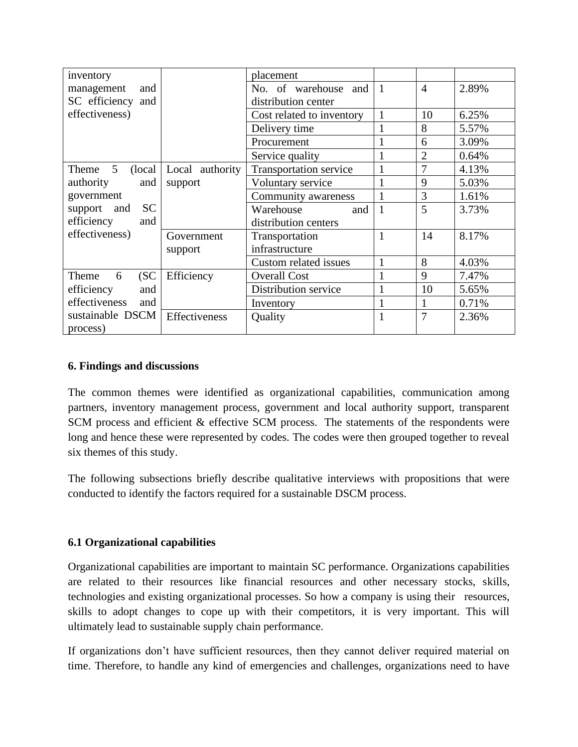| | | | | | |
|---|---|---|---|---|---|
| inventory management and SC efficiency and effectiveness) | | placement | | | |
| | | No. of warehouse and distribution center | 1 | 4 | 2.89% |
| | | Cost related to inventory | 1 | 10 | 6.25% |
| | | Delivery time | 1 | 8 | 5.57% |
| | | Procurement | 1 | 6 | 3.09% |
| | | Service quality | 1 | 2 | 0.64% |
| Theme 5 (local authority and government support and SC efficiency and effectiveness) | Local authority support | Transportation service | 1 | 7 | 4.13% |
| | | Voluntary service | 1 | 9 | 5.03% |
| | | Community awareness | 1 | 3 | 1.61% |
| | | Warehouse and distribution centers | 1 | 5 | 3.73% |
| | Government support | Transportation infrastructure | 1 | 14 | 8.17% |
| | | Custom related issues | 1 | 8 | 4.03% |
| Theme 6 (SC efficiency and effectiveness and sustainable DSCM process) | Efficiency | Overall Cost | 1 | 9 | 7.47% |
| | | Distribution service | 1 | 10 | 5.65% |
| | | Inventory | 1 | 1 | 0.71% |
| | Effectiveness | Quality | 1 | 7 | 2.36% |

## 6. Findings and discussions

The common themes were identified as organizational capabilities, communication among partners, inventory management process, government and local authority support, transparent SCM process and efficient & effective SCM process. The statements of the respondents were long and hence these were represented by codes. The codes were then grouped together to reveal six themes of this study.

The following subsections briefly describe qualitative interviews with propositions that were conducted to identify the factors required for a sustainable DSCM process.

### 6.1 Organizational capabilities

Organizational capabilities are important to maintain SC performance. Organizations capabilities are related to their resources like financial resources and other necessary stocks, skills, technologies and existing organizational processes. So how a company is using their resources, skills to adopt changes to cope up with their competitors, it is very important. This will ultimately lead to sustainable supply chain performance.

If organizations don't have sufficient resources, then they cannot deliver required material on time. Therefore, to handle any kind of emergencies and challenges, organizations need to have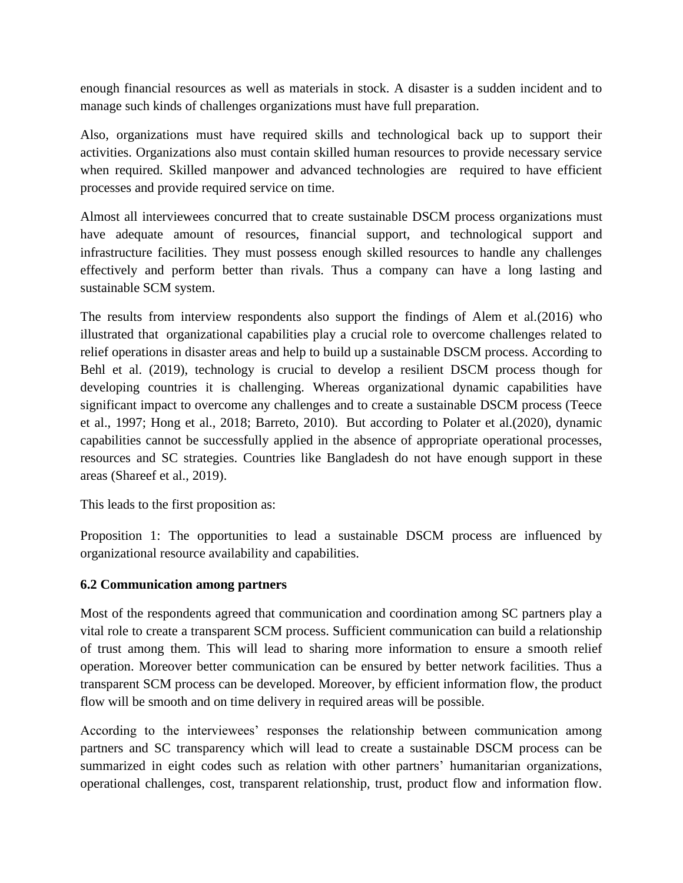enough financial resources as well as materials in stock. A disaster is a sudden incident and to manage such kinds of challenges organizations must have full preparation.

Also, organizations must have required skills and technological back up to support their activities. Organizations also must contain skilled human resources to provide necessary service when required. Skilled manpower and advanced technologies are required to have efficient processes and provide required service on time.

Almost all interviewees concurred that to create sustainable DSCM process organizations must have adequate amount of resources, financial support, and technological support and infrastructure facilities. They must possess enough skilled resources to handle any challenges effectively and perform better than rivals. Thus a company can have a long lasting and sustainable SCM system.

The results from interview respondents also support the findings of Alem et al.(2016) who illustrated that organizational capabilities play a crucial role to overcome challenges related to relief operations in disaster areas and help to build up a sustainable DSCM process. According to Behl et al. (2019), technology is crucial to develop a resilient DSCM process though for developing countries it is challenging. Whereas organizational dynamic capabilities have significant impact to overcome any challenges and to create a sustainable DSCM process (Teece et al., 1997; Hong et al., 2018; Barreto, 2010). But according to Polater et al.(2020), dynamic capabilities cannot be successfully applied in the absence of appropriate operational processes, resources and SC strategies. Countries like Bangladesh do not have enough support in these areas (Shareef et al., 2019).

This leads to the first proposition as:

Proposition 1: The opportunities to lead a sustainable DSCM process are influenced by organizational resource availability and capabilities.

### 6.2 Communication among partners

Most of the respondents agreed that communication and coordination among SC partners play a vital role to create a transparent SCM process. Sufficient communication can build a relationship of trust among them. This will lead to sharing more information to ensure a smooth relief operation. Moreover better communication can be ensured by better network facilities. Thus a transparent SCM process can be developed. Moreover, by efficient information flow, the product flow will be smooth and on time delivery in required areas will be possible.

According to the interviewees' responses the relationship between communication among partners and SC transparency which will lead to create a sustainable DSCM process can be summarized in eight codes such as relation with other partners' humanitarian organizations, operational challenges, cost, transparent relationship, trust, product flow and information flow.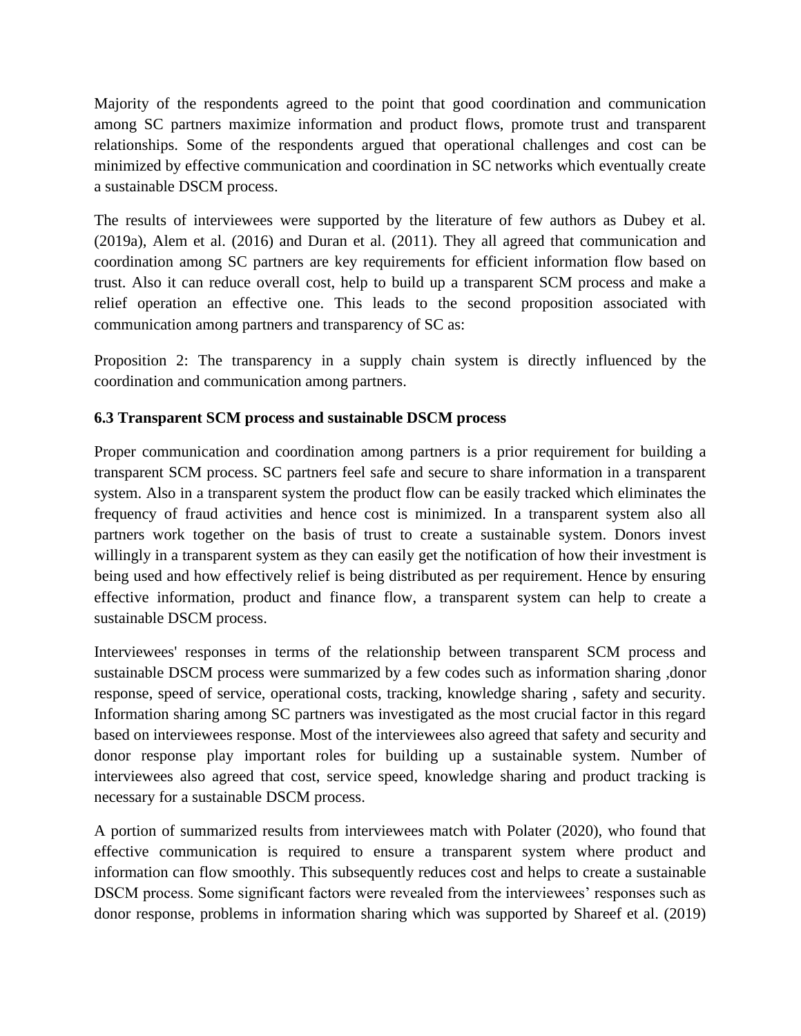Majority of the respondents agreed to the point that good coordination and communication among SC partners maximize information and product flows, promote trust and transparent relationships. Some of the respondents argued that operational challenges and cost can be minimized by effective communication and coordination in SC networks which eventually create a sustainable DSCM process.

The results of interviewees were supported by the literature of few authors as Dubey et al. (2019a), Alem et al. (2016) and Duran et al. (2011). They all agreed that communication and coordination among SC partners are key requirements for efficient information flow based on trust. Also it can reduce overall cost, help to build up a transparent SCM process and make a relief operation an effective one. This leads to the second proposition associated with communication among partners and transparency of SC as:

Proposition 2: The transparency in a supply chain system is directly influenced by the coordination and communication among partners.

### 6.3 Transparent SCM process and sustainable DSCM process

Proper communication and coordination among partners is a prior requirement for building a transparent SCM process. SC partners feel safe and secure to share information in a transparent system. Also in a transparent system the product flow can be easily tracked which eliminates the frequency of fraud activities and hence cost is minimized. In a transparent system also all partners work together on the basis of trust to create a sustainable system. Donors invest willingly in a transparent system as they can easily get the notification of how their investment is being used and how effectively relief is being distributed as per requirement. Hence by ensuring effective information, product and finance flow, a transparent system can help to create a sustainable DSCM process.

Interviewees' responses in terms of the relationship between transparent SCM process and sustainable DSCM process were summarized by a few codes such as information sharing ,donor response, speed of service, operational costs, tracking, knowledge sharing , safety and security. Information sharing among SC partners was investigated as the most crucial factor in this regard based on interviewees response. Most of the interviewees also agreed that safety and security and donor response play important roles for building up a sustainable system. Number of interviewees also agreed that cost, service speed, knowledge sharing and product tracking is necessary for a sustainable DSCM process.

A portion of summarized results from interviewees match with Polater (2020), who found that effective communication is required to ensure a transparent system where product and information can flow smoothly. This subsequently reduces cost and helps to create a sustainable DSCM process. Some significant factors were revealed from the interviewees' responses such as donor response, problems in information sharing which was supported by Shareef et al. (2019)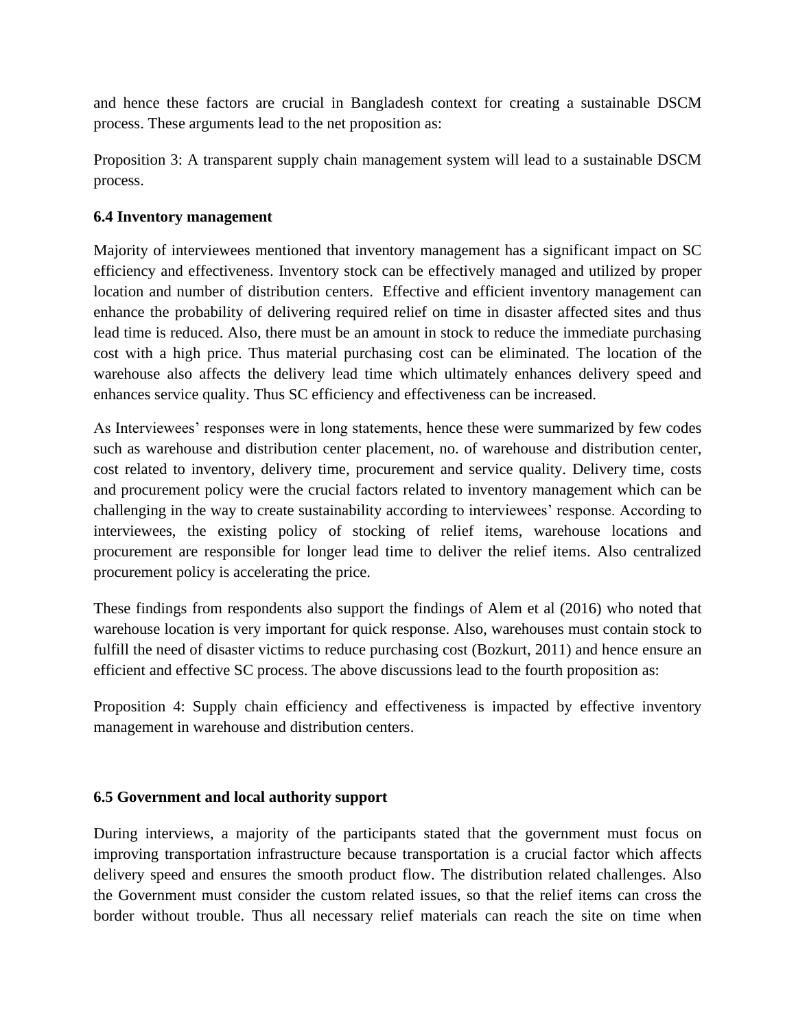and hence these factors are crucial in Bangladesh context for creating a sustainable DSCM process. These arguments lead to the net proposition as:

Proposition 3: A transparent supply chain management system will lead to a sustainable DSCM process.

### 6.4 Inventory management

Majority of interviewees mentioned that inventory management has a significant impact on SC efficiency and effectiveness. Inventory stock can be effectively managed and utilized by proper location and number of distribution centers. Effective and efficient inventory management can enhance the probability of delivering required relief on time in disaster affected sites and thus lead time is reduced. Also, there must be an amount in stock to reduce the immediate purchasing cost with a high price. Thus material purchasing cost can be eliminated. The location of the warehouse also affects the delivery lead time which ultimately enhances delivery speed and enhances service quality. Thus SC efficiency and effectiveness can be increased.

As Interviewees' responses were in long statements, hence these were summarized by few codes such as warehouse and distribution center placement, no. of warehouse and distribution center, cost related to inventory, delivery time, procurement and service quality. Delivery time, costs and procurement policy were the crucial factors related to inventory management which can be challenging in the way to create sustainability according to interviewees' response. According to interviewees, the existing policy of stocking of relief items, warehouse locations and procurement are responsible for longer lead time to deliver the relief items. Also centralized procurement policy is accelerating the price.

These findings from respondents also support the findings of Alem et al (2016) who noted that warehouse location is very important for quick response. Also, warehouses must contain stock to fulfill the need of disaster victims to reduce purchasing cost (Bozkurt, 2011) and hence ensure an efficient and effective SC process. The above discussions lead to the fourth proposition as:

Proposition 4: Supply chain efficiency and effectiveness is impacted by effective inventory management in warehouse and distribution centers.

### 6.5 Government and local authority support

During interviews, a majority of the participants stated that the government must focus on improving transportation infrastructure because transportation is a crucial factor which affects delivery speed and ensures the smooth product flow. The distribution related challenges. Also the Government must consider the custom related issues, so that the relief items can cross the border without trouble. Thus all necessary relief materials can reach the site on time when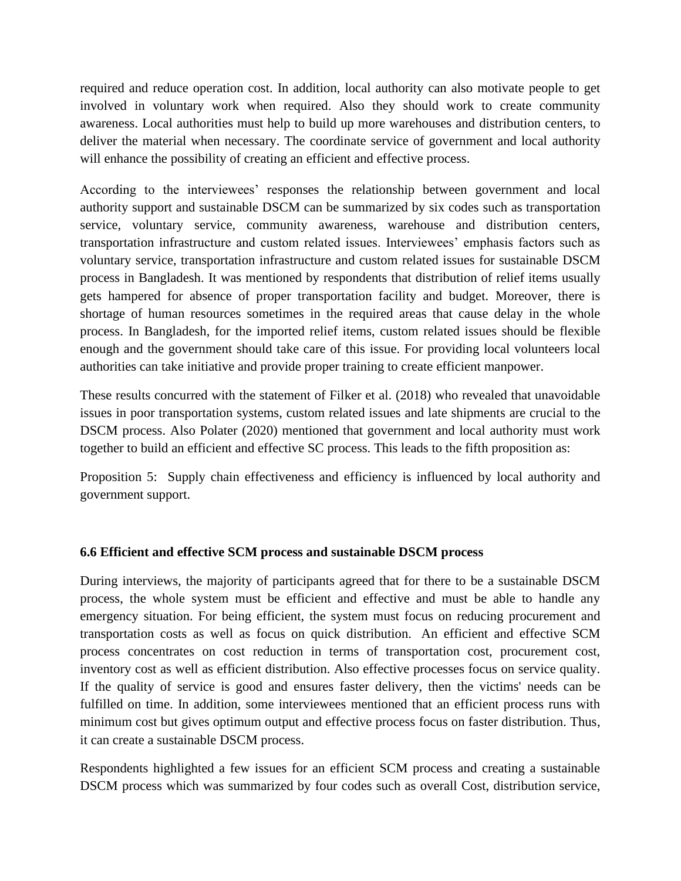required and reduce operation cost. In addition, local authority can also motivate people to get involved in voluntary work when required. Also they should work to create community awareness. Local authorities must help to build up more warehouses and distribution centers, to deliver the material when necessary. The coordinate service of government and local authority will enhance the possibility of creating an efficient and effective process.

According to the interviewees' responses the relationship between government and local authority support and sustainable DSCM can be summarized by six codes such as transportation service, voluntary service, community awareness, warehouse and distribution centers, transportation infrastructure and custom related issues. Interviewees' emphasis factors such as voluntary service, transportation infrastructure and custom related issues for sustainable DSCM process in Bangladesh. It was mentioned by respondents that distribution of relief items usually gets hampered for absence of proper transportation facility and budget. Moreover, there is shortage of human resources sometimes in the required areas that cause delay in the whole process. In Bangladesh, for the imported relief items, custom related issues should be flexible enough and the government should take care of this issue. For providing local volunteers local authorities can take initiative and provide proper training to create efficient manpower.

These results concurred with the statement of Filker et al. (2018) who revealed that unavoidable issues in poor transportation systems, custom related issues and late shipments are crucial to the DSCM process. Also Polater (2020) mentioned that government and local authority must work together to build an efficient and effective SC process. This leads to the fifth proposition as:

Proposition 5: Supply chain effectiveness and efficiency is influenced by local authority and government support.

### 6.6 Efficient and effective SCM process and sustainable DSCM process

During interviews, the majority of participants agreed that for there to be a sustainable DSCM process, the whole system must be efficient and effective and must be able to handle any emergency situation. For being efficient, the system must focus on reducing procurement and transportation costs as well as focus on quick distribution. An efficient and effective SCM process concentrates on cost reduction in terms of transportation cost, procurement cost, inventory cost as well as efficient distribution. Also effective processes focus on service quality. If the quality of service is good and ensures faster delivery, then the victims' needs can be fulfilled on time. In addition, some interviewees mentioned that an efficient process runs with minimum cost but gives optimum output and effective process focus on faster distribution. Thus, it can create a sustainable DSCM process.

Respondents highlighted a few issues for an efficient SCM process and creating a sustainable DSCM process which was summarized by four codes such as overall Cost, distribution service,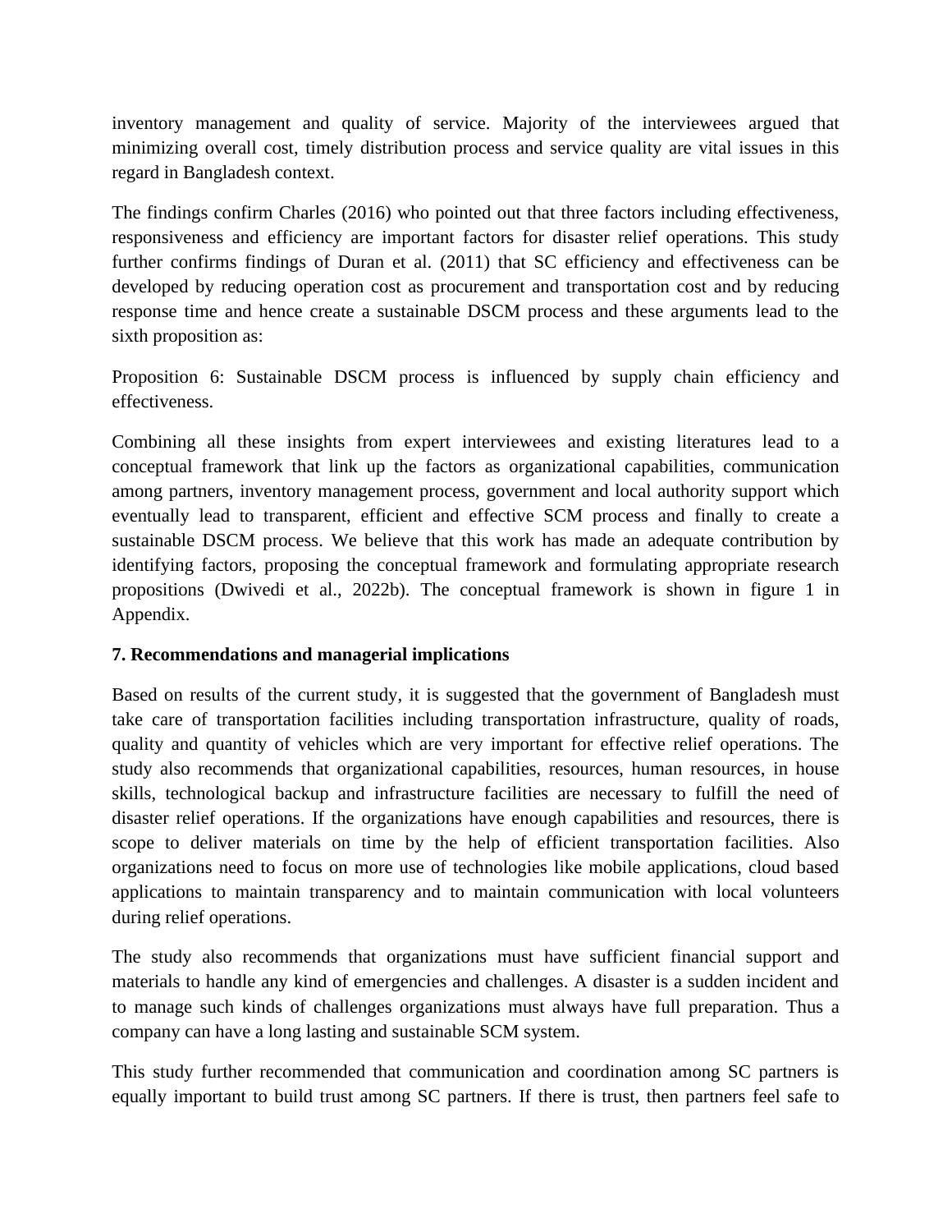inventory management and quality of service. Majority of the interviewees argued that minimizing overall cost, timely distribution process and service quality are vital issues in this regard in Bangladesh context.

The findings confirm Charles (2016) who pointed out that three factors including effectiveness, responsiveness and efficiency are important factors for disaster relief operations. This study further confirms findings of Duran et al. (2011) that SC efficiency and effectiveness can be developed by reducing operation cost as procurement and transportation cost and by reducing response time and hence create a sustainable DSCM process and these arguments lead to the sixth proposition as:

Proposition 6: Sustainable DSCM process is influenced by supply chain efficiency and effectiveness.

Combining all these insights from expert interviewees and existing literatures lead to a conceptual framework that link up the factors as organizational capabilities, communication among partners, inventory management process, government and local authority support which eventually lead to transparent, efficient and effective SCM process and finally to create a sustainable DSCM process. We believe that this work has made an adequate contribution by identifying factors, proposing the conceptual framework and formulating appropriate research propositions (Dwivedi et al., 2022b). The conceptual framework is shown in figure 1 in Appendix.

## 7. Recommendations and managerial implications

Based on results of the current study, it is suggested that the government of Bangladesh must take care of transportation facilities including transportation infrastructure, quality of roads, quality and quantity of vehicles which are very important for effective relief operations. The study also recommends that organizational capabilities, resources, human resources, in house skills, technological backup and infrastructure facilities are necessary to fulfill the need of disaster relief operations. If the organizations have enough capabilities and resources, there is scope to deliver materials on time by the help of efficient transportation facilities. Also organizations need to focus on more use of technologies like mobile applications, cloud based applications to maintain transparency and to maintain communication with local volunteers during relief operations.

The study also recommends that organizations must have sufficient financial support and materials to handle any kind of emergencies and challenges. A disaster is a sudden incident and to manage such kinds of challenges organizations must always have full preparation. Thus a company can have a long lasting and sustainable SCM system.

This study further recommended that communication and coordination among SC partners is equally important to build trust among SC partners. If there is trust, then partners feel safe to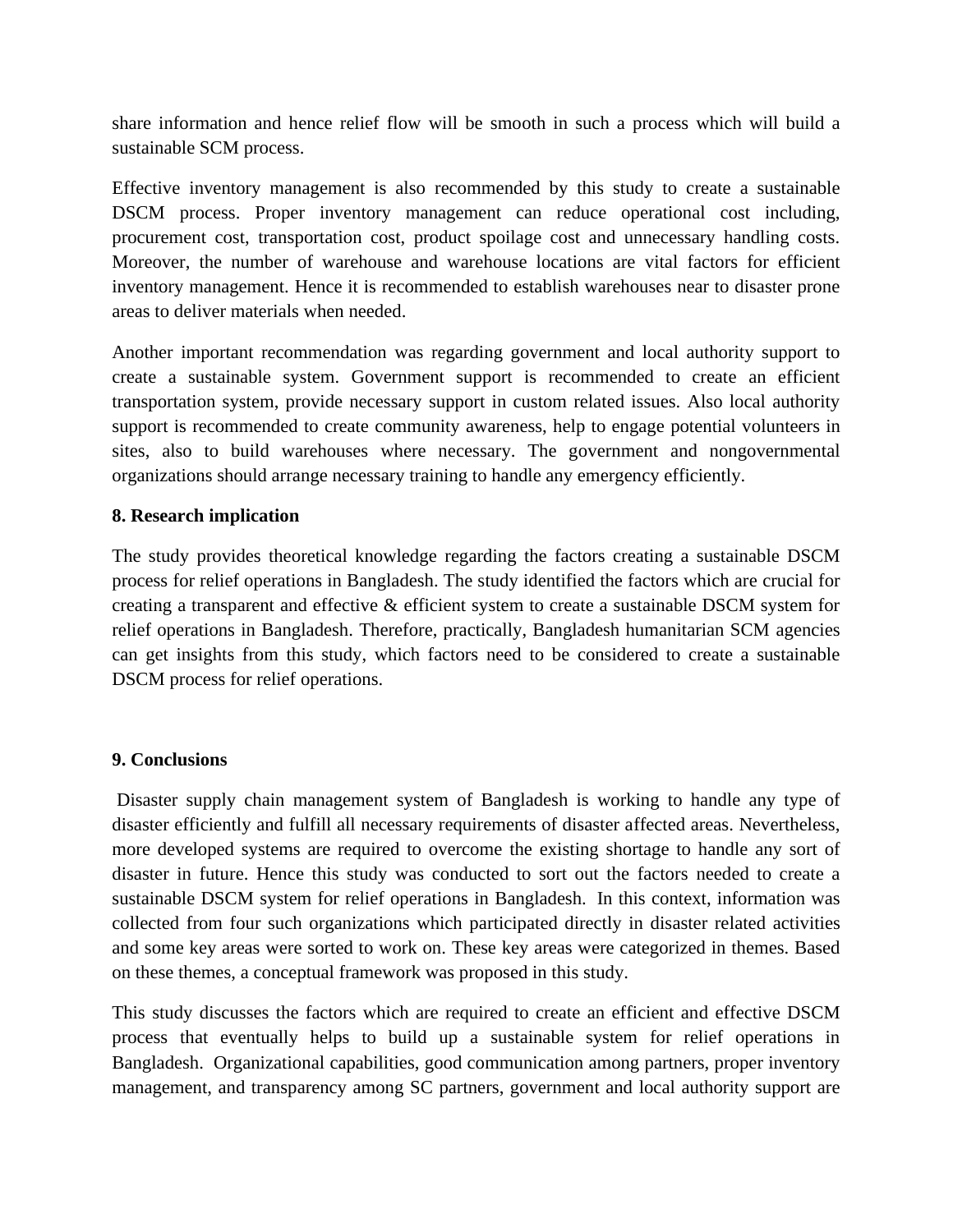share information and hence relief flow will be smooth in such a process which will build a sustainable SCM process.

Effective inventory management is also recommended by this study to create a sustainable DSCM process. Proper inventory management can reduce operational cost including, procurement cost, transportation cost, product spoilage cost and unnecessary handling costs. Moreover, the number of warehouse and warehouse locations are vital factors for efficient inventory management. Hence it is recommended to establish warehouses near to disaster prone areas to deliver materials when needed.

Another important recommendation was regarding government and local authority support to create a sustainable system. Government support is recommended to create an efficient transportation system, provide necessary support in custom related issues. Also local authority support is recommended to create community awareness, help to engage potential volunteers in sites, also to build warehouses where necessary. The government and nongovernmental organizations should arrange necessary training to handle any emergency efficiently.

## 8. Research implication

The study provides theoretical knowledge regarding the factors creating a sustainable DSCM process for relief operations in Bangladesh. The study identified the factors which are crucial for creating a transparent and effective & efficient system to create a sustainable DSCM system for relief operations in Bangladesh. Therefore, practically, Bangladesh humanitarian SCM agencies can get insights from this study, which factors need to be considered to create a sustainable DSCM process for relief operations.

## 9. Conclusions

Disaster supply chain management system of Bangladesh is working to handle any type of disaster efficiently and fulfill all necessary requirements of disaster affected areas. Nevertheless, more developed systems are required to overcome the existing shortage to handle any sort of disaster in future. Hence this study was conducted to sort out the factors needed to create a sustainable DSCM system for relief operations in Bangladesh. In this context, information was collected from four such organizations which participated directly in disaster related activities and some key areas were sorted to work on. These key areas were categorized in themes. Based on these themes, a conceptual framework was proposed in this study.

This study discusses the factors which are required to create an efficient and effective DSCM process that eventually helps to build up a sustainable system for relief operations in Bangladesh. Organizational capabilities, good communication among partners, proper inventory management, and transparency among SC partners, government and local authority support are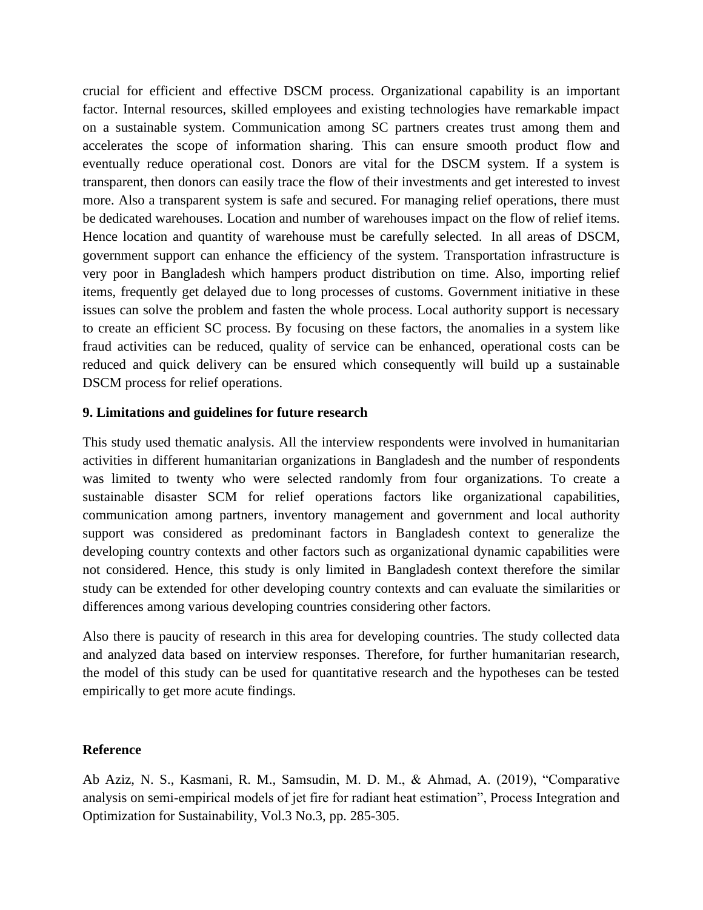crucial for efficient and effective DSCM process. Organizational capability is an important factor. Internal resources, skilled employees and existing technologies have remarkable impact on a sustainable system. Communication among SC partners creates trust among them and accelerates the scope of information sharing. This can ensure smooth product flow and eventually reduce operational cost. Donors are vital for the DSCM system. If a system is transparent, then donors can easily trace the flow of their investments and get interested to invest more. Also a transparent system is safe and secured. For managing relief operations, there must be dedicated warehouses. Location and number of warehouses impact on the flow of relief items. Hence location and quantity of warehouse must be carefully selected. In all areas of DSCM, government support can enhance the efficiency of the system. Transportation infrastructure is very poor in Bangladesh which hampers product distribution on time. Also, importing relief items, frequently get delayed due to long processes of customs. Government initiative in these issues can solve the problem and fasten the whole process. Local authority support is necessary to create an efficient SC process. By focusing on these factors, the anomalies in a system like fraud activities can be reduced, quality of service can be enhanced, operational costs can be reduced and quick delivery can be ensured which consequently will build up a sustainable DSCM process for relief operations.

## 9. Limitations and guidelines for future research

This study used thematic analysis. All the interview respondents were involved in humanitarian activities in different humanitarian organizations in Bangladesh and the number of respondents was limited to twenty who were selected randomly from four organizations. To create a sustainable disaster SCM for relief operations factors like organizational capabilities, communication among partners, inventory management and government and local authority support was considered as predominant factors in Bangladesh context to generalize the developing country contexts and other factors such as organizational dynamic capabilities were not considered. Hence, this study is only limited in Bangladesh context therefore the similar study can be extended for other developing country contexts and can evaluate the similarities or differences among various developing countries considering other factors.

Also there is paucity of research in this area for developing countries. The study collected data and analyzed data based on interview responses. Therefore, for further humanitarian research, the model of this study can be used for quantitative research and the hypotheses can be tested empirically to get more acute findings.

## Reference

Ab Aziz, N. S., Kasmani, R. M., Samsudin, M. D. M., & Ahmad, A. (2019), "Comparative analysis on semi-empirical models of jet fire for radiant heat estimation", Process Integration and Optimization for Sustainability, Vol.3 No.3, pp. 285-305.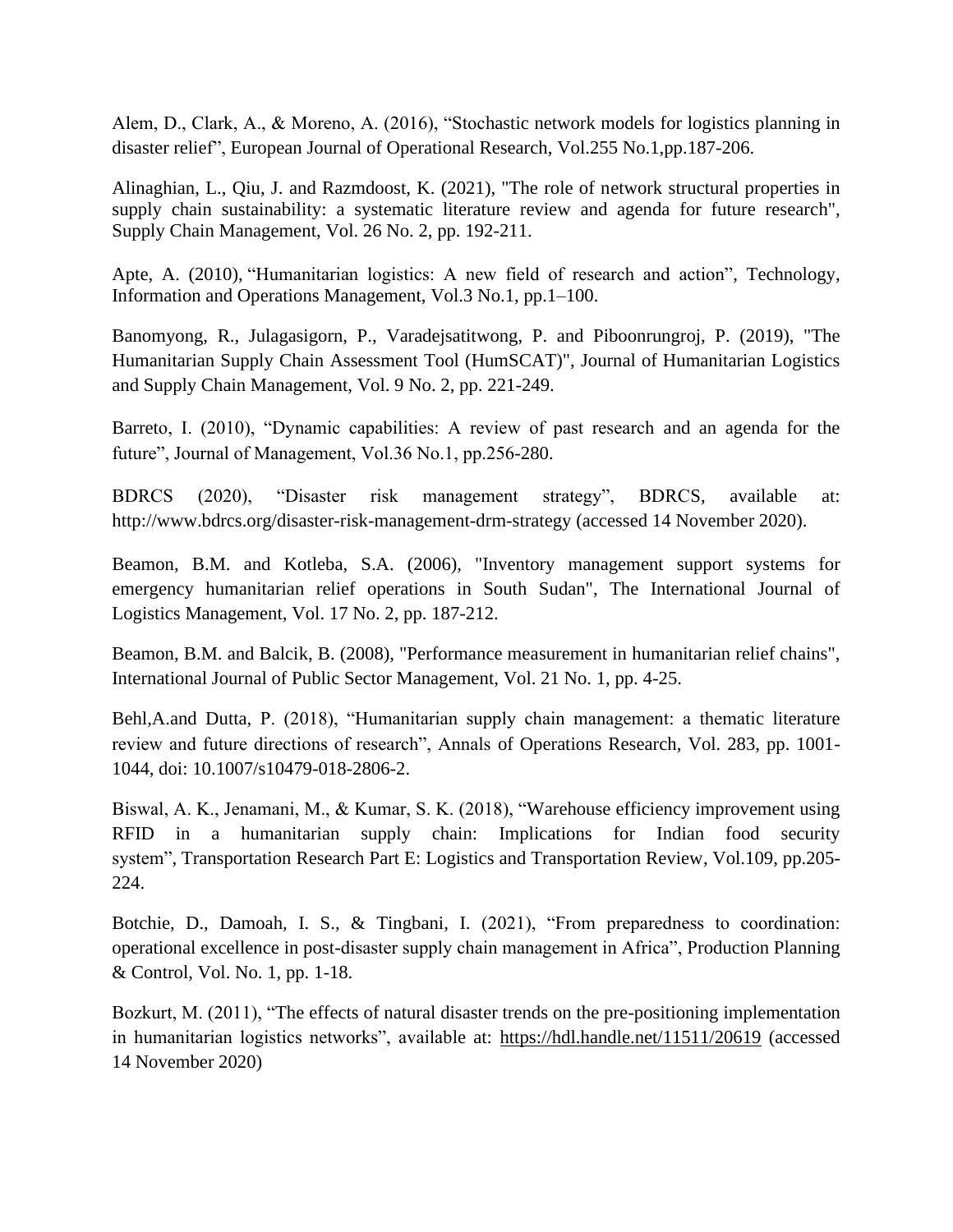Alem, D., Clark, A., & Moreno, A. (2016), “Stochastic network models for logistics planning in disaster relief”, European Journal of Operational Research, Vol.255 No.1,pp.187-206.

Alinaghian, L., Qiu, J. and Razmdoost, K. (2021), "The role of network structural properties in supply chain sustainability: a systematic literature review and agenda for future research", Supply Chain Management, Vol. 26 No. 2, pp. 192-211.

Apte, A. (2010), “Humanitarian logistics: A new field of research and action”, Technology, Information and Operations Management, Vol.3 No.1, pp.1–100.

Banomyong, R., Julagasigorn, P., Varadejsatitwong, P. and Piboonrungroj, P. (2019), "The Humanitarian Supply Chain Assessment Tool (HumSCAT)", Journal of Humanitarian Logistics and Supply Chain Management, Vol. 9 No. 2, pp. 221-249.

Barreto, I. (2010), “Dynamic capabilities: A review of past research and an agenda for the future”, Journal of Management, Vol.36 No.1, pp.256-280.

BDRCS (2020), “Disaster risk management strategy”, BDRCS, available at: http://www.bdrcs.org/disaster-risk-management-drm-strategy (accessed 14 November 2020).

Beamon, B.M. and Kotleba, S.A. (2006), "Inventory management support systems for emergency humanitarian relief operations in South Sudan", The International Journal of Logistics Management, Vol. 17 No. 2, pp. 187-212.

Beamon, B.M. and Balcik, B. (2008), "Performance measurement in humanitarian relief chains", International Journal of Public Sector Management, Vol. 21 No. 1, pp. 4-25.

Behl,A.and Dutta, P. (2018), “Humanitarian supply chain management: a thematic literature review and future directions of research”, Annals of Operations Research, Vol. 283, pp. 1001-1044, doi: 10.1007/s10479-018-2806-2.

Biswal, A. K., Jenamani, M., & Kumar, S. K. (2018), “Warehouse efficiency improvement using RFID in a humanitarian supply chain: Implications for Indian food security system”, Transportation Research Part E: Logistics and Transportation Review, Vol.109, pp.205-224.

Botchie, D., Damoah, I. S., & Tingbani, I. (2021), “From preparedness to coordination: operational excellence in post-disaster supply chain management in Africa”, Production Planning & Control, Vol. No. 1, pp. 1-18.

Bozkurt, M. (2011), “The effects of natural disaster trends on the pre-positioning implementation in humanitarian logistics networks”, available at: https://hdl.handle.net/11511/20619 (accessed 14 November 2020)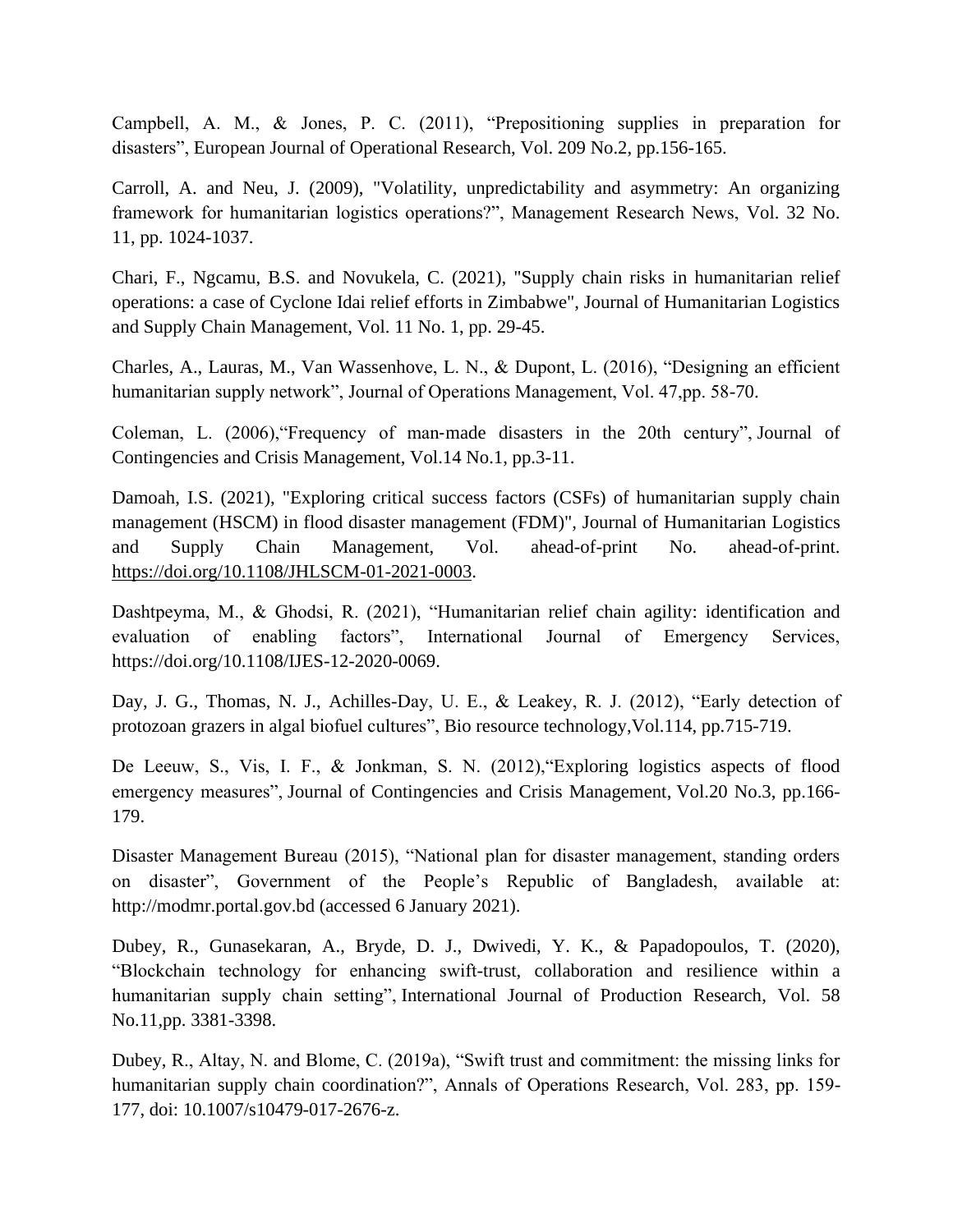Campbell, A. M., & Jones, P. C. (2011), “Prepositioning supplies in preparation for disasters”, European Journal of Operational Research, Vol. 209 No.2, pp.156-165.

Carroll, A. and Neu, J. (2009), "Volatility, unpredictability and asymmetry: An organizing framework for humanitarian logistics operations?”, Management Research News, Vol. 32 No. 11, pp. 1024-1037.

Chari, F., Ngcamu, B.S. and Novukela, C. (2021), "Supply chain risks in humanitarian relief operations: a case of Cyclone Idai relief efforts in Zimbabwe", Journal of Humanitarian Logistics and Supply Chain Management, Vol. 11 No. 1, pp. 29-45.

Charles, A., Lauras, M., Van Wassenhove, L. N., & Dupont, L. (2016), “Designing an efficient humanitarian supply network”, Journal of Operations Management, Vol. 47,pp. 58-70.

Coleman, L. (2006),“Frequency of man‐made disasters in the 20th century”, Journal of Contingencies and Crisis Management, Vol.14 No.1, pp.3-11.

Damoah, I.S. (2021), "Exploring critical success factors (CSFs) of humanitarian supply chain management (HSCM) in flood disaster management (FDM)", Journal of Humanitarian Logistics and Supply Chain Management, Vol. ahead-of-print No. ahead-of-print. https://doi.org/10.1108/JHLSCM-01-2021-0003.

Dashtpeyma, M., & Ghodsi, R. (2021), “Humanitarian relief chain agility: identification and evaluation of enabling factors”, International Journal of Emergency Services, https://doi.org/10.1108/IJES-12-2020-0069.

Day, J. G., Thomas, N. J., Achilles-Day, U. E., & Leakey, R. J. (2012), “Early detection of protozoan grazers in algal biofuel cultures”, Bio resource technology,Vol.114, pp.715-719.

De Leeuw, S., Vis, I. F., & Jonkman, S. N. (2012),“Exploring logistics aspects of flood emergency measures”, Journal of Contingencies and Crisis Management, Vol.20 No.3, pp.166-179.

Disaster Management Bureau (2015), “National plan for disaster management, standing orders on disaster”, Government of the People’s Republic of Bangladesh, available at: http://modmr.portal.gov.bd (accessed 6 January 2021).

Dubey, R., Gunasekaran, A., Bryde, D. J., Dwivedi, Y. K., & Papadopoulos, T. (2020), “Blockchain technology for enhancing swift-trust, collaboration and resilience within a humanitarian supply chain setting”, International Journal of Production Research, Vol. 58 No.11,pp. 3381-3398.

Dubey, R., Altay, N. and Blome, C. (2019a), “Swift trust and commitment: the missing links for humanitarian supply chain coordination?”, Annals of Operations Research, Vol. 283, pp. 159-177, doi: 10.1007/s10479-017-2676-z.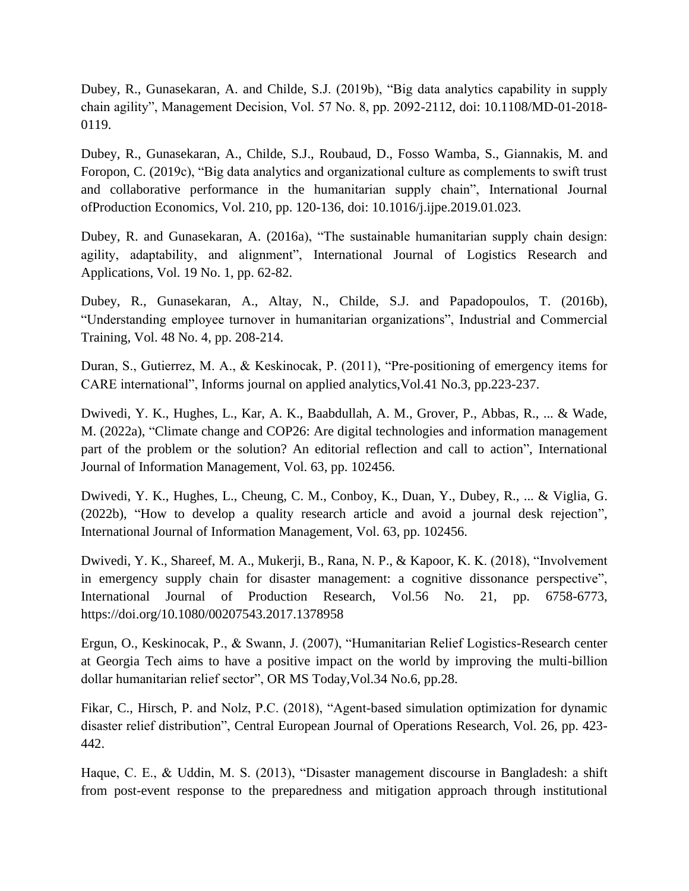Dubey, R., Gunasekaran, A. and Childe, S.J. (2019b), "Big data analytics capability in supply chain agility", Management Decision, Vol. 57 No. 8, pp. 2092-2112, doi: 10.1108/MD-01-2018-0119.

Dubey, R., Gunasekaran, A., Childe, S.J., Roubaud, D., Fosso Wamba, S., Giannakis, M. and Foropon, C. (2019c), "Big data analytics and organizational culture as complements to swift trust and collaborative performance in the humanitarian supply chain", International Journal ofProduction Economics, Vol. 210, pp. 120-136, doi: 10.1016/j.ijpe.2019.01.023.

Dubey, R. and Gunasekaran, A. (2016a), "The sustainable humanitarian supply chain design: agility, adaptability, and alignment", International Journal of Logistics Research and Applications, Vol. 19 No. 1, pp. 62-82.

Dubey, R., Gunasekaran, A., Altay, N., Childe, S.J. and Papadopoulos, T. (2016b), "Understanding employee turnover in humanitarian organizations", Industrial and Commercial Training, Vol. 48 No. 4, pp. 208-214.

Duran, S., Gutierrez, M. A., & Keskinocak, P. (2011), "Pre-positioning of emergency items for CARE international", Informs journal on applied analytics,Vol.41 No.3, pp.223-237.

Dwivedi, Y. K., Hughes, L., Kar, A. K., Baabdullah, A. M., Grover, P., Abbas, R., ... & Wade, M. (2022a), "Climate change and COP26: Are digital technologies and information management part of the problem or the solution? An editorial reflection and call to action", International Journal of Information Management, Vol. 63, pp. 102456.

Dwivedi, Y. K., Hughes, L., Cheung, C. M., Conboy, K., Duan, Y., Dubey, R., ... & Viglia, G. (2022b), "How to develop a quality research article and avoid a journal desk rejection", International Journal of Information Management, Vol. 63, pp. 102456.

Dwivedi, Y. K., Shareef, M. A., Mukerji, B., Rana, N. P., & Kapoor, K. K. (2018), "Involvement in emergency supply chain for disaster management: a cognitive dissonance perspective", International Journal of Production Research, Vol.56 No. 21, pp. 6758-6773, https://doi.org/10.1080/00207543.2017.1378958

Ergun, O., Keskinocak, P., & Swann, J. (2007), "Humanitarian Relief Logistics-Research center at Georgia Tech aims to have a positive impact on the world by improving the multi-billion dollar humanitarian relief sector", OR MS Today,Vol.34 No.6, pp.28.

Fikar, C., Hirsch, P. and Nolz, P.C. (2018), "Agent-based simulation optimization for dynamic disaster relief distribution", Central European Journal of Operations Research, Vol. 26, pp. 423-442.

Haque, C. E., & Uddin, M. S. (2013), "Disaster management discourse in Bangladesh: a shift from post-event response to the preparedness and mitigation approach through institutional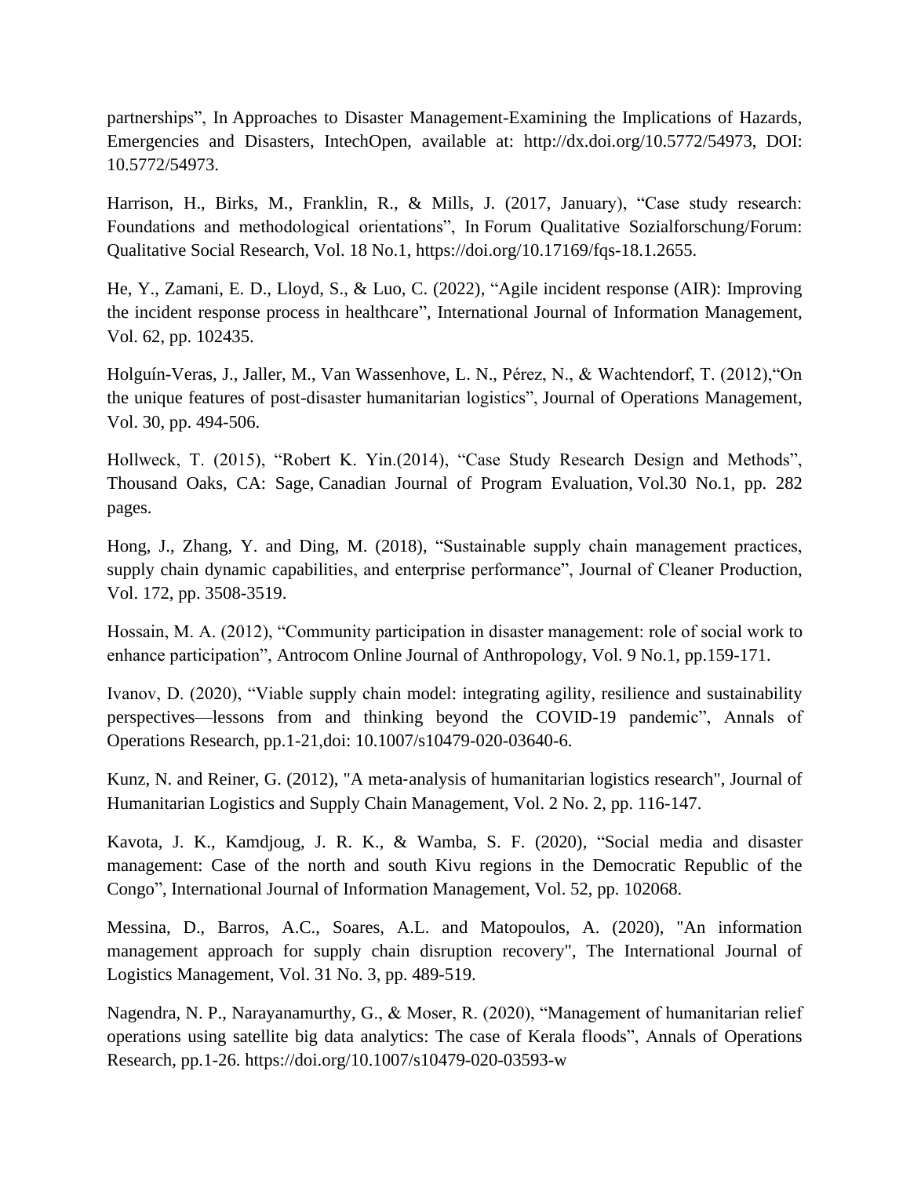partnerships", In Approaches to Disaster Management-Examining the Implications of Hazards, Emergencies and Disasters, IntechOpen, available at: http://dx.doi.org/10.5772/54973, DOI: 10.5772/54973.

Harrison, H., Birks, M., Franklin, R., & Mills, J. (2017, January), "Case study research: Foundations and methodological orientations", In Forum Qualitative Sozialforschung/Forum: Qualitative Social Research, Vol. 18 No.1, https://doi.org/10.17169/fqs-18.1.2655.

He, Y., Zamani, E. D., Lloyd, S., & Luo, C. (2022), "Agile incident response (AIR): Improving the incident response process in healthcare", International Journal of Information Management, Vol. 62, pp. 102435.

Holguín-Veras, J., Jaller, M., Van Wassenhove, L. N., Pérez, N., & Wachtendorf, T. (2012),"On the unique features of post-disaster humanitarian logistics", Journal of Operations Management, Vol. 30, pp. 494-506.

Hollweck, T. (2015), "Robert K. Yin.(2014), "Case Study Research Design and Methods", Thousand Oaks, CA: Sage, Canadian Journal of Program Evaluation, Vol.30 No.1, pp. 282 pages.

Hong, J., Zhang, Y. and Ding, M. (2018), "Sustainable supply chain management practices, supply chain dynamic capabilities, and enterprise performance", Journal of Cleaner Production, Vol. 172, pp. 3508-3519.

Hossain, M. A. (2012), "Community participation in disaster management: role of social work to enhance participation", Antrocom Online Journal of Anthropology, Vol. 9 No.1, pp.159-171.

Ivanov, D. (2020), "Viable supply chain model: integrating agility, resilience and sustainability perspectives—lessons from and thinking beyond the COVID-19 pandemic", Annals of Operations Research, pp.1-21,doi: 10.1007/s10479-020-03640-6.

Kunz, N. and Reiner, G. (2012), "A meta-analysis of humanitarian logistics research", Journal of Humanitarian Logistics and Supply Chain Management, Vol. 2 No. 2, pp. 116-147.

Kavota, J. K., Kamdjoug, J. R. K., & Wamba, S. F. (2020), "Social media and disaster management: Case of the north and south Kivu regions in the Democratic Republic of the Congo", International Journal of Information Management, Vol. 52, pp. 102068.

Messina, D., Barros, A.C., Soares, A.L. and Matopoulos, A. (2020), "An information management approach for supply chain disruption recovery", The International Journal of Logistics Management, Vol. 31 No. 3, pp. 489-519.

Nagendra, N. P., Narayanamurthy, G., & Moser, R. (2020), "Management of humanitarian relief operations using satellite big data analytics: The case of Kerala floods", Annals of Operations Research, pp.1-26. https://doi.org/10.1007/s10479-020-03593-w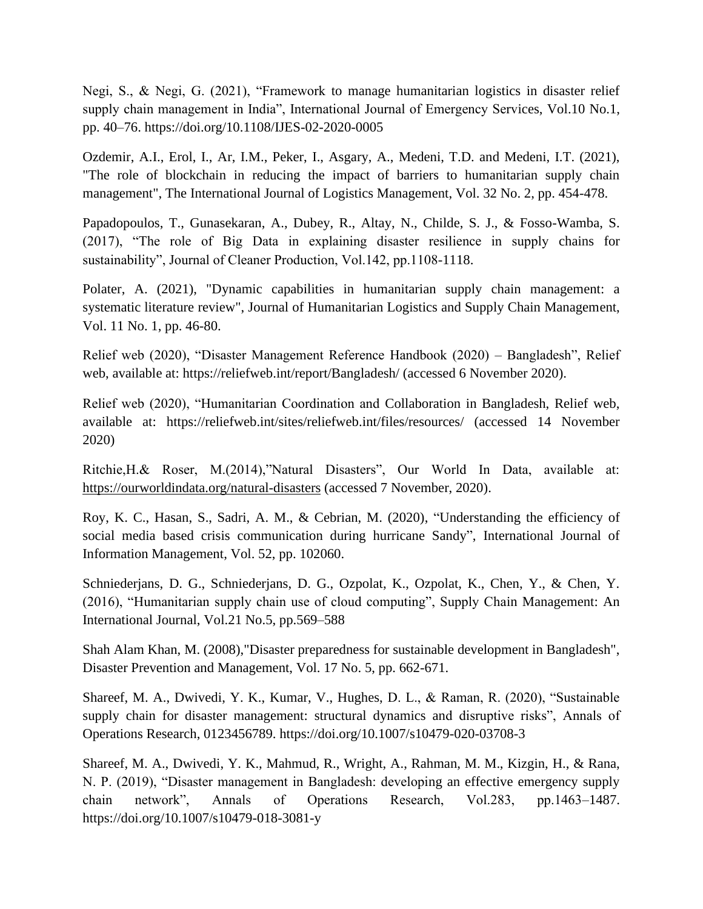Negi, S., & Negi, G. (2021), "Framework to manage humanitarian logistics in disaster relief supply chain management in India", International Journal of Emergency Services, Vol.10 No.1, pp. 40–76. https://doi.org/10.1108/IJES-02-2020-0005

Ozdemir, A.I., Erol, I., Ar, I.M., Peker, I., Asgary, A., Medeni, T.D. and Medeni, I.T. (2021), "The role of blockchain in reducing the impact of barriers to humanitarian supply chain management", The International Journal of Logistics Management, Vol. 32 No. 2, pp. 454-478.

Papadopoulos, T., Gunasekaran, A., Dubey, R., Altay, N., Childe, S. J., & Fosso-Wamba, S. (2017), "The role of Big Data in explaining disaster resilience in supply chains for sustainability", Journal of Cleaner Production, Vol.142, pp.1108-1118.

Polater, A. (2021), "Dynamic capabilities in humanitarian supply chain management: a systematic literature review", Journal of Humanitarian Logistics and Supply Chain Management, Vol. 11 No. 1, pp. 46-80.

Relief web (2020), "Disaster Management Reference Handbook (2020) – Bangladesh", Relief web, available at: https://reliefweb.int/report/Bangladesh/ (accessed 6 November 2020).

Relief web (2020), "Humanitarian Coordination and Collaboration in Bangladesh, Relief web, available at: https://reliefweb.int/sites/reliefweb.int/files/resources/ (accessed 14 November 2020)

Ritchie,H.& Roser, M.(2014),"Natural Disasters", Our World In Data, available at: https://ourworldindata.org/natural-disasters (accessed 7 November, 2020).

Roy, K. C., Hasan, S., Sadri, A. M., & Cebrian, M. (2020), "Understanding the efficiency of social media based crisis communication during hurricane Sandy", International Journal of Information Management, Vol. 52, pp. 102060.

Schniederjans, D. G., Schniederjans, D. G., Ozpolat, K., Ozpolat, K., Chen, Y., & Chen, Y. (2016), "Humanitarian supply chain use of cloud computing", Supply Chain Management: An International Journal, Vol.21 No.5, pp.569–588

Shah Alam Khan, M. (2008),"Disaster preparedness for sustainable development in Bangladesh", Disaster Prevention and Management, Vol. 17 No. 5, pp. 662-671.

Shareef, M. A., Dwivedi, Y. K., Kumar, V., Hughes, D. L., & Raman, R. (2020), "Sustainable supply chain for disaster management: structural dynamics and disruptive risks", Annals of Operations Research, 0123456789. https://doi.org/10.1007/s10479-020-03708-3

Shareef, M. A., Dwivedi, Y. K., Mahmud, R., Wright, A., Rahman, M. M., Kizgin, H., & Rana, N. P. (2019), "Disaster management in Bangladesh: developing an effective emergency supply chain network", Annals of Operations Research, Vol.283, pp.1463–1487. https://doi.org/10.1007/s10479-018-3081-y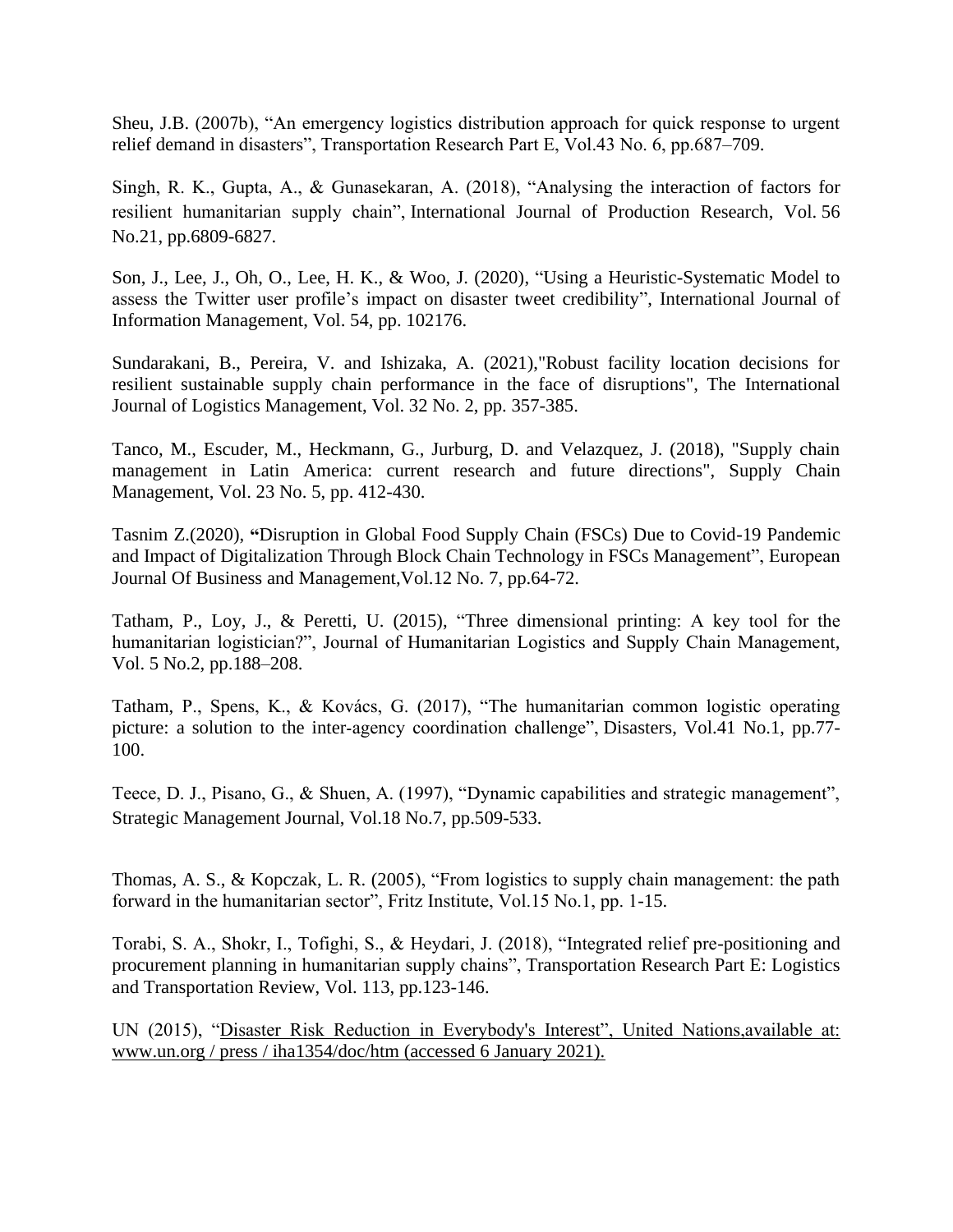Sheu, J.B. (2007b), "An emergency logistics distribution approach for quick response to urgent relief demand in disasters", Transportation Research Part E, Vol.43 No. 6, pp.687–709.

Singh, R. K., Gupta, A., & Gunasekaran, A. (2018), "Analysing the interaction of factors for resilient humanitarian supply chain", International Journal of Production Research, Vol. 56 No.21, pp.6809-6827.

Son, J., Lee, J., Oh, O., Lee, H. K., & Woo, J. (2020), "Using a Heuristic-Systematic Model to assess the Twitter user profile's impact on disaster tweet credibility", International Journal of Information Management, Vol. 54, pp. 102176.

Sundarakani, B., Pereira, V. and Ishizaka, A. (2021),"Robust facility location decisions for resilient sustainable supply chain performance in the face of disruptions", The International Journal of Logistics Management, Vol. 32 No. 2, pp. 357-385.

Tanco, M., Escuder, M., Heckmann, G., Jurburg, D. and Velazquez, J. (2018), "Supply chain management in Latin America: current research and future directions", Supply Chain Management, Vol. 23 No. 5, pp. 412-430.

Tasnim Z.(2020), **"**Disruption in Global Food Supply Chain (FSCs) Due to Covid-19 Pandemic and Impact of Digitalization Through Block Chain Technology in FSCs Management", European Journal Of Business and Management,Vol.12 No. 7, pp.64-72.

Tatham, P., Loy, J., & Peretti, U. (2015), "Three dimensional printing: A key tool for the humanitarian logistician?", Journal of Humanitarian Logistics and Supply Chain Management, Vol. 5 No.2, pp.188–208.

Tatham, P., Spens, K., & Kovács, G. (2017), "The humanitarian common logistic operating picture: a solution to the inter-agency coordination challenge", Disasters, Vol.41 No.1, pp.77-100.

Teece, D. J., Pisano, G., & Shuen, A. (1997), "Dynamic capabilities and strategic management", Strategic Management Journal, Vol.18 No.7, pp.509-533.

Thomas, A. S., & Kopczak, L. R. (2005), "From logistics to supply chain management: the path forward in the humanitarian sector", Fritz Institute, Vol.15 No.1, pp. 1-15.

Torabi, S. A., Shokr, I., Tofighi, S., & Heydari, J. (2018), "Integrated relief pre-positioning and procurement planning in humanitarian supply chains", Transportation Research Part E: Logistics and Transportation Review, Vol. 113, pp.123-146.

UN (2015), "Disaster Risk Reduction in Everybody's Interest", United Nations,available at: www.un.org / press / iha1354/doc/htm (accessed 6 January 2021).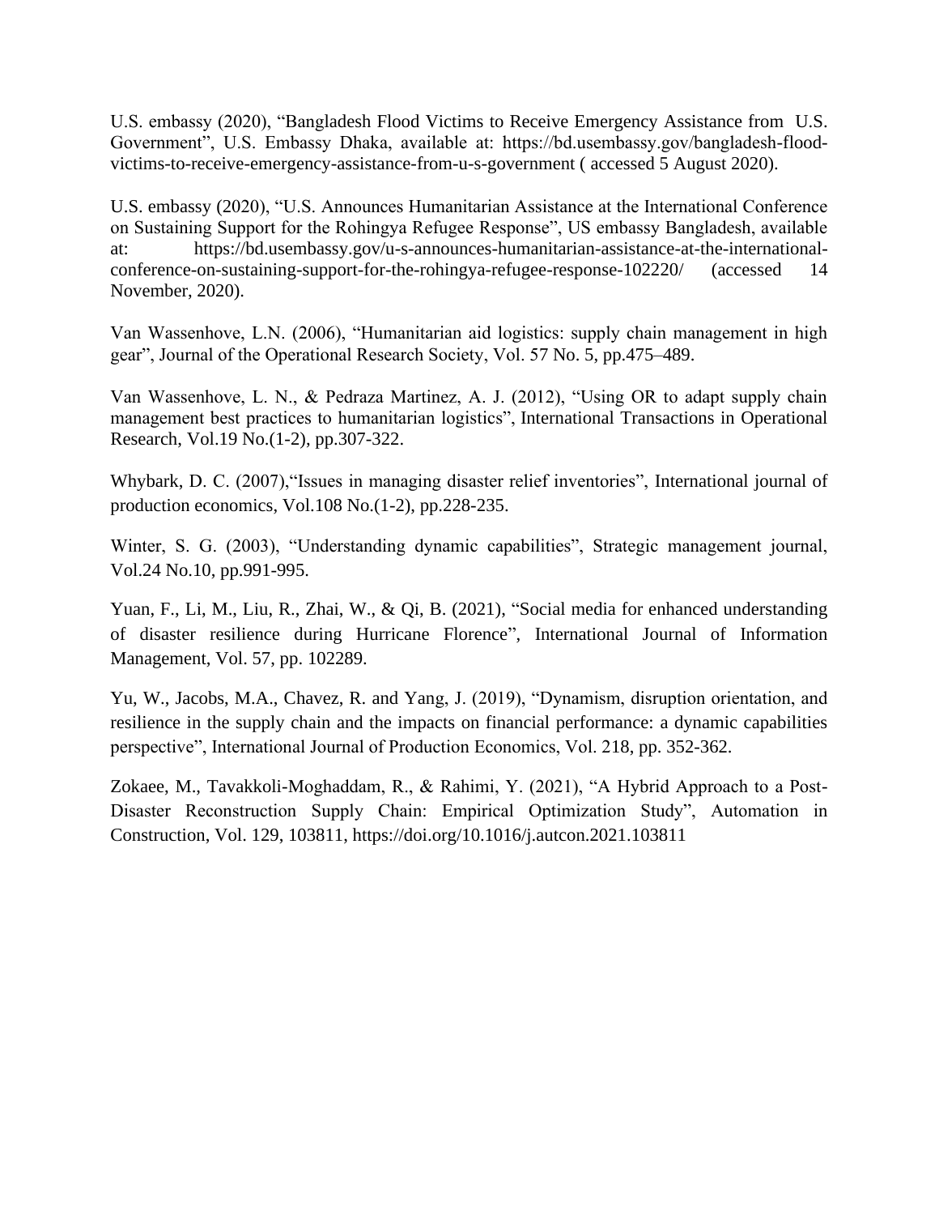U.S. embassy (2020), "Bangladesh Flood Victims to Receive Emergency Assistance from U.S. Government", U.S. Embassy Dhaka, available at: https://bd.usembassy.gov/bangladesh-flood-victims-to-receive-emergency-assistance-from-u-s-government ( accessed 5 August 2020).

U.S. embassy (2020), "U.S. Announces Humanitarian Assistance at the International Conference on Sustaining Support for the Rohingya Refugee Response", US embassy Bangladesh, available at: https://bd.usembassy.gov/u-s-announces-humanitarian-assistance-at-the-international-conference-on-sustaining-support-for-the-rohingya-refugee-response-102220/ (accessed 14 November, 2020).

Van Wassenhove, L.N. (2006), "Humanitarian aid logistics: supply chain management in high gear", Journal of the Operational Research Society, Vol. 57 No. 5, pp.475–489.

Van Wassenhove, L. N., & Pedraza Martinez, A. J. (2012), "Using OR to adapt supply chain management best practices to humanitarian logistics", International Transactions in Operational Research, Vol.19 No.(1-2), pp.307-322.

Whybark, D. C. (2007),"Issues in managing disaster relief inventories", International journal of production economics, Vol.108 No.(1-2), pp.228-235.

Winter, S. G. (2003), "Understanding dynamic capabilities", Strategic management journal, Vol.24 No.10, pp.991-995.

Yuan, F., Li, M., Liu, R., Zhai, W., & Qi, B. (2021), "Social media for enhanced understanding of disaster resilience during Hurricane Florence", International Journal of Information Management, Vol. 57, pp. 102289.

Yu, W., Jacobs, M.A., Chavez, R. and Yang, J. (2019), "Dynamism, disruption orientation, and resilience in the supply chain and the impacts on financial performance: a dynamic capabilities perspective", International Journal of Production Economics, Vol. 218, pp. 352-362.

Zokaee, M., Tavakkoli-Moghaddam, R., & Rahimi, Y. (2021), "A Hybrid Approach to a Post-Disaster Reconstruction Supply Chain: Empirical Optimization Study", Automation in Construction, Vol. 129, 103811, https://doi.org/10.1016/j.autcon.2021.103811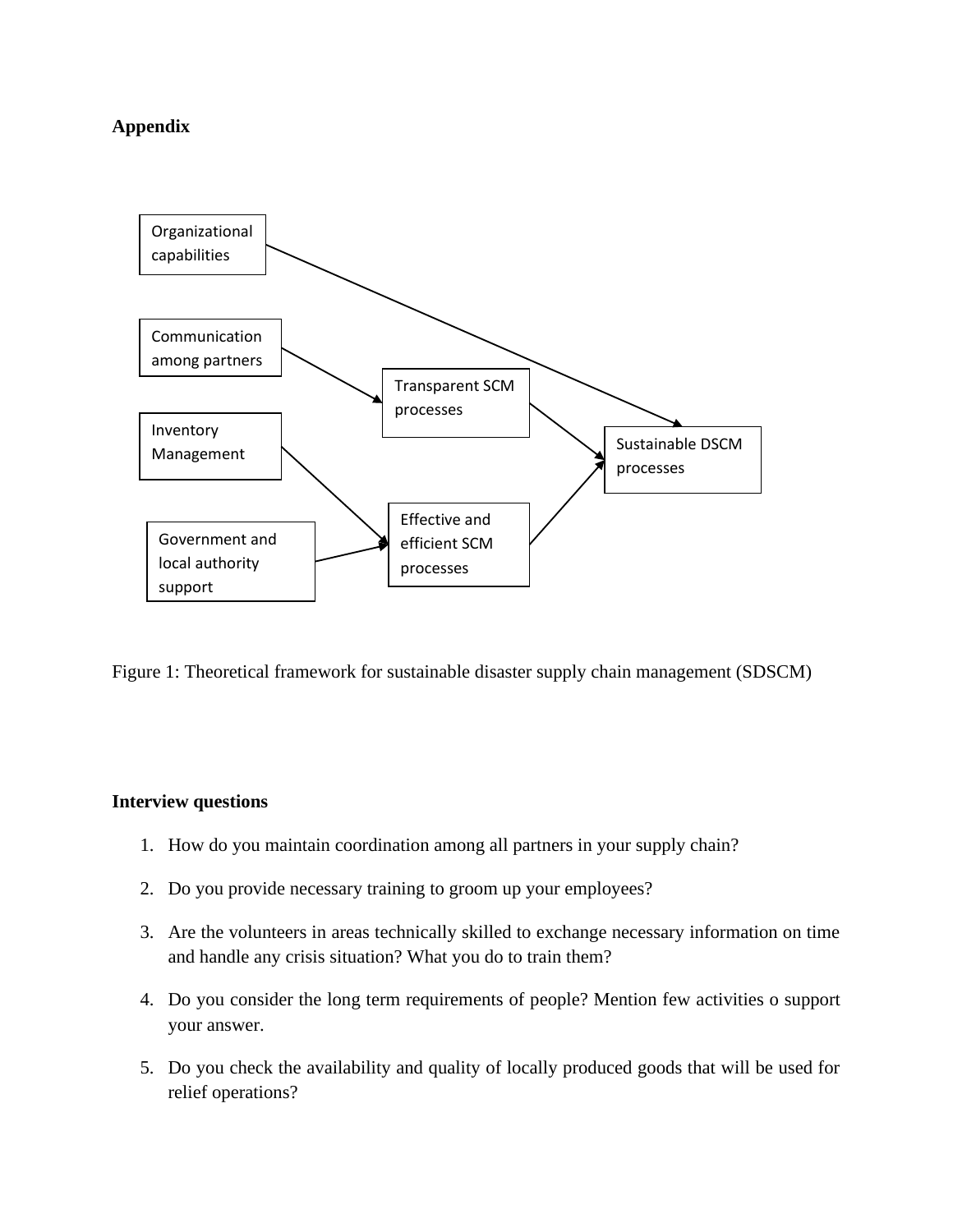**Appendix**

Figure 1: Theoretical framework for sustainable disaster supply chain management (SDSCM)

**Interview questions**

1. How do you maintain coordination among all partners in your supply chain?
2. Do you provide necessary training to groom up your employees?
3. Are the volunteers in areas technically skilled to exchange necessary information on time and handle any crisis situation? What you do to train them?
4. Do you consider the long term requirements of people? Mention few activities o support your answer.
5. Do you check the availability and quality of locally produced goods that will be used for relief operations?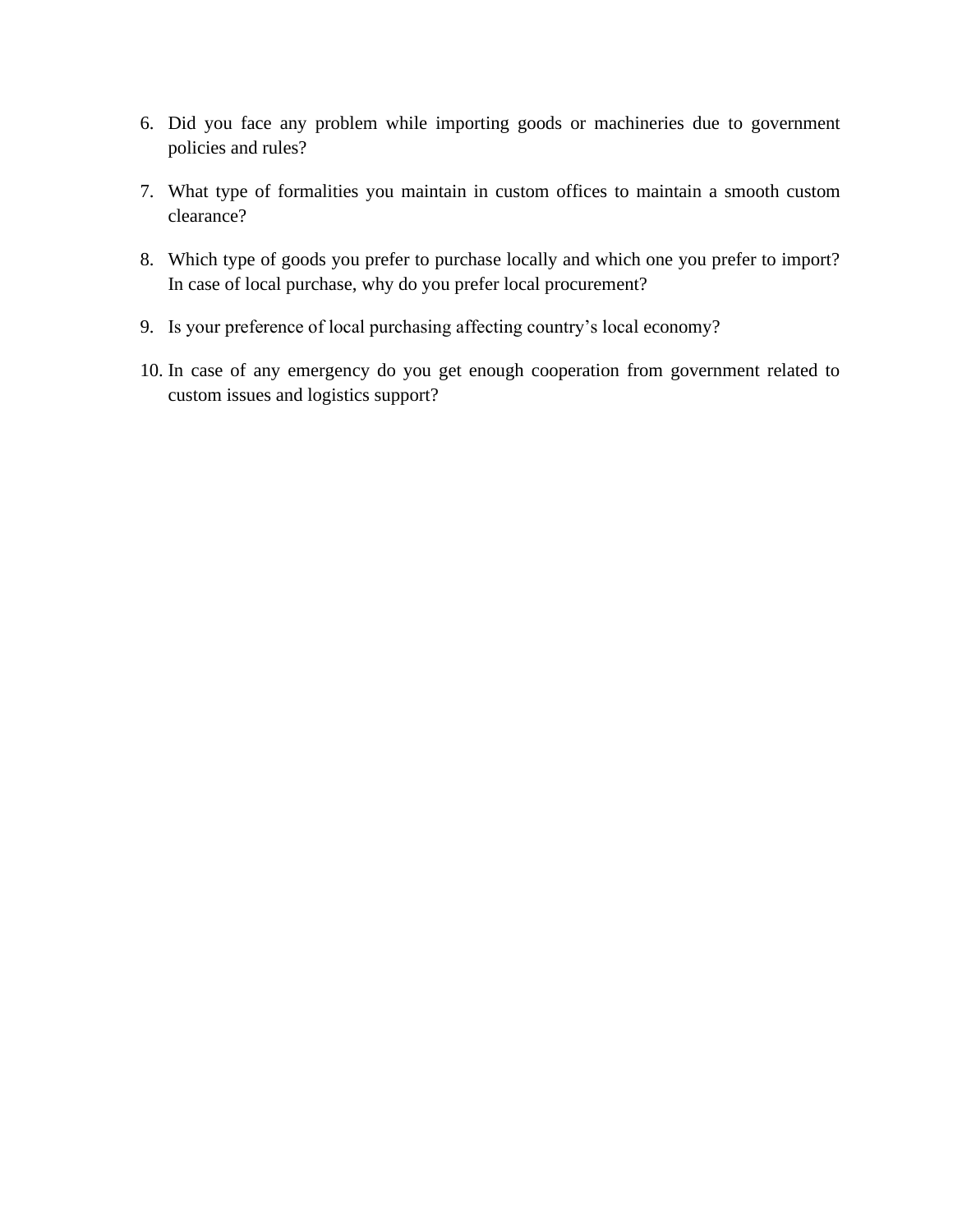6. Did you face any problem while importing goods or machineries due to government policies and rules?
7. What type of formalities you maintain in custom offices to maintain a smooth custom clearance?
8. Which type of goods you prefer to purchase locally and which one you prefer to import? In case of local purchase, why do you prefer local procurement?
9. Is your preference of local purchasing affecting country's local economy?
10. In case of any emergency do you get enough cooperation from government related to custom issues and logistics support?